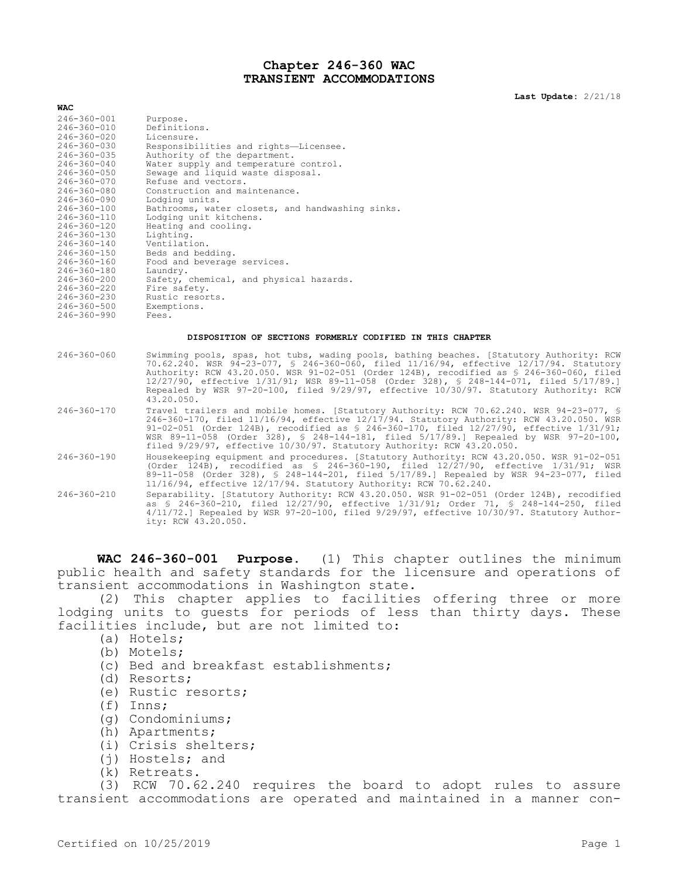# Chapter 246-360 WAC
# TRANSIENT ACCOMMODATIONS

**Last Update:** 2/21/18

**WAC**

| | |
|---|---|
| 246-360-001 | Purpose. |
| 246-360-010 | Definitions. |
| 246-360-020 | Licensure. |
| 246-360-030 | Responsibilities and rights—Licensee. |
| 246-360-035 | Authority of the department. |
| 246-360-040 | Water supply and temperature control. |
| 246-360-050 | Sewage and liquid waste disposal. |
| 246-360-070 | Refuse and vectors. |
| 246-360-080 | Construction and maintenance. |
| 246-360-090 | Lodging units. |
| 246-360-100 | Bathrooms, water closets, and handwashing sinks. |
| 246-360-110 | Lodging unit kitchens. |
| 246-360-120 | Heating and cooling. |
| 246-360-130 | Lighting. |
| 246-360-140 | Ventilation. |
| 246-360-150 | Beds and bedding. |
| 246-360-160 | Food and beverage services. |
| 246-360-180 | Laundry. |
| 246-360-200 | Safety, chemical, and physical hazards. |
| 246-360-220 | Fire safety. |
| 246-360-230 | Rustic resorts. |
| 246-360-500 | Exemptions. |
| 246-360-990 | Fees. |

**DISPOSITION OF SECTIONS FORMERLY CODIFIED IN THIS CHAPTER**

| | |
|---|---|
| 246-360-060 | Swimming pools, spas, hot tubs, wading pools, bathing beaches. [Statutory Authority: RCW 70.62.240. WSR 94-23-077, § 246-360-060, filed 11/16/94, effective 12/17/94. Statutory Authority: RCW 43.20.050. WSR 91-02-051 (Order 124B), recodified as § 246-360-060, filed 12/27/90, effective 1/31/91; WSR 89-11-058 (Order 328), § 248-144-071, filed 5/17/89.] Repealed by WSR 97-20-100, filed 9/29/97, effective 10/30/97. Statutory Authority: RCW 43.20.050. |
| 246-360-170 | Travel trailers and mobile homes. [Statutory Authority: RCW 70.62.240. WSR 94-23-077, § 246-360-170, filed 11/16/94, effective 12/17/94. Statutory Authority: RCW 43.20.050. WSR 91-02-051 (Order 124B), recodified as § 246-360-170, filed 12/27/90, effective 1/31/91; WSR 89-11-058 (Order 328), § 248-144-181, filed 5/17/89.] Repealed by WSR 97-20-100, filed 9/29/97, effective 10/30/97. Statutory Authority: RCW 43.20.050. |
| 246-360-190 | Housekeeping equipment and procedures. [Statutory Authority: RCW 43.20.050. WSR 91-02-051 (Order 124B), recodified as § 246-360-190, filed 12/27/90, effective 1/31/91; WSR 89-11-058 (Order 328), § 248-144-201, filed 5/17/89.] Repealed by WSR 94-23-077, filed 11/16/94, effective 12/17/94. Statutory Authority: RCW 70.62.240. |
| 246-360-210 | Separability. [Statutory Authority: RCW 43.20.050. WSR 91-02-051 (Order 124B), recodified as § 246-360-210, filed 12/27/90, effective 1/31/91; Order 71, § 248-144-250, filed 4/11/72.] Repealed by WSR 97-20-100, filed 9/29/97, effective 10/30/97. Statutory Authority: RCW 43.20.050. |

**WAC 246-360-001 Purpose.** (1) This chapter outlines the minimum public health and safety standards for the licensure and operations of transient accommodations in Washington state.

(2) This chapter applies to facilities offering three or more lodging units to guests for periods of less than thirty days. These facilities include, but are not limited to:

(a) Hotels;

(b) Motels;

(c) Bed and breakfast establishments;

(d) Resorts;

(e) Rustic resorts;

(f) Inns;

(g) Condominiums;

(h) Apartments;

(i) Crisis shelters;

(j) Hostels; and

(k) Retreats.

(3) RCW 70.62.240 requires the board to adopt rules to assure transient accommodations are operated and maintained in a manner con-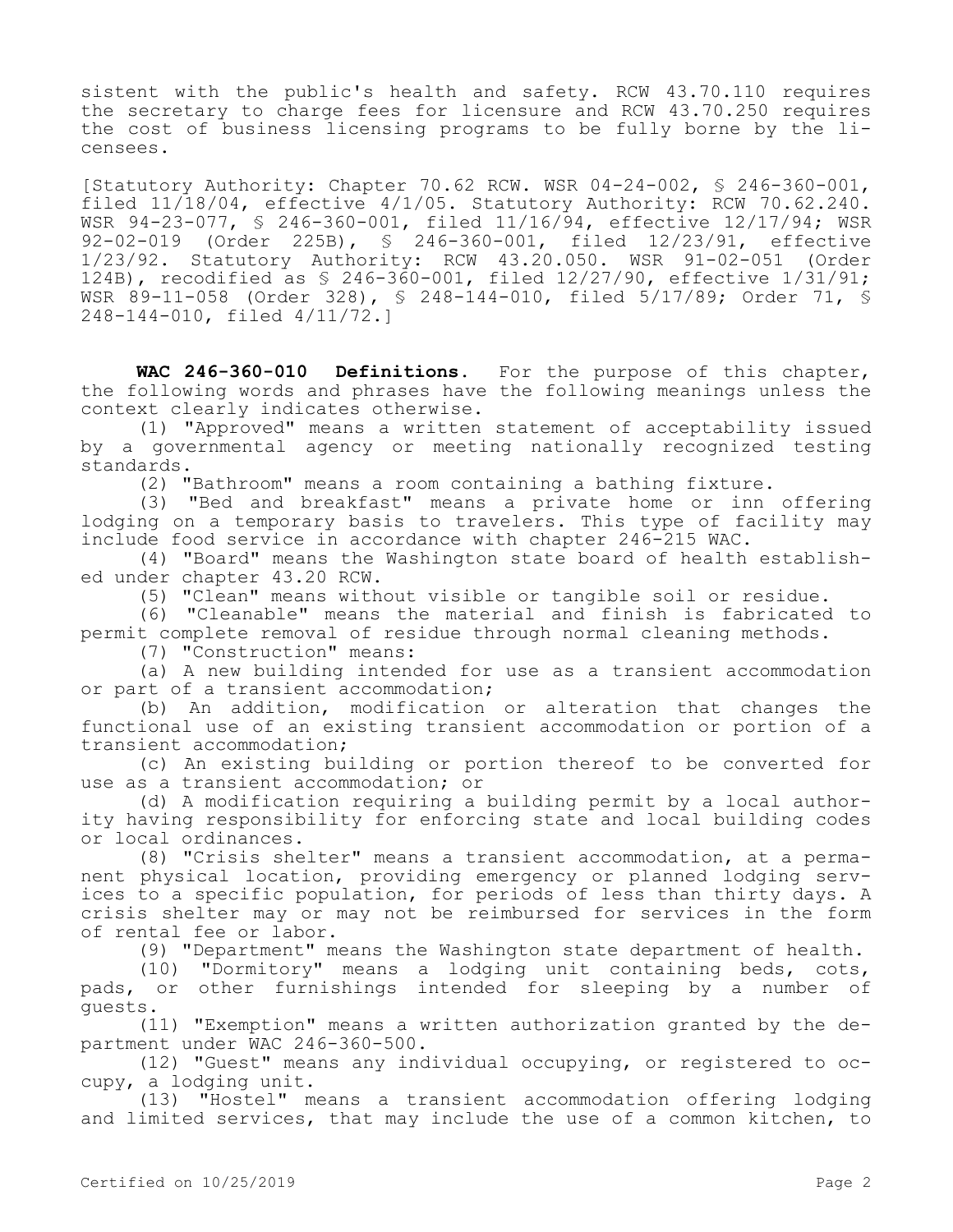sistent with the public's health and safety. RCW 43.70.110 requires the secretary to charge fees for licensure and RCW 43.70.250 requires the cost of business licensing programs to be fully borne by the licensees.

[Statutory Authority: Chapter 70.62 RCW. WSR 04-24-002, § 246-360-001, filed 11/18/04, effective 4/1/05. Statutory Authority: RCW 70.62.240. WSR 94-23-077, § 246-360-001, filed 11/16/94, effective 12/17/94; WSR 92-02-019 (Order 225B), § 246-360-001, filed 12/23/91, effective 1/23/92. Statutory Authority: RCW 43.20.050. WSR 91-02-051 (Order 124B), recodified as § 246-360-001, filed 12/27/90, effective 1/31/91; WSR 89-11-058 (Order 328), § 248-144-010, filed 5/17/89; Order 71, § 248-144-010, filed 4/11/72.]

**WAC 246-360-010 Definitions.** For the purpose of this chapter, the following words and phrases have the following meanings unless the context clearly indicates otherwise.

(1) "Approved" means a written statement of acceptability issued by a governmental agency or meeting nationally recognized testing standards.

(2) "Bathroom" means a room containing a bathing fixture.

(3) "Bed and breakfast" means a private home or inn offering lodging on a temporary basis to travelers. This type of facility may include food service in accordance with chapter 246-215 WAC.

(4) "Board" means the Washington state board of health established under chapter 43.20 RCW.

(5) "Clean" means without visible or tangible soil or residue.

(6) "Cleanable" means the material and finish is fabricated to permit complete removal of residue through normal cleaning methods.

(7) "Construction" means:

(a) A new building intended for use as a transient accommodation or part of a transient accommodation;

(b) An addition, modification or alteration that changes the functional use of an existing transient accommodation or portion of a transient accommodation;

(c) An existing building or portion thereof to be converted for use as a transient accommodation; or

(d) A modification requiring a building permit by a local authority having responsibility for enforcing state and local building codes or local ordinances.

(8) "Crisis shelter" means a transient accommodation, at a permanent physical location, providing emergency or planned lodging services to a specific population, for periods of less than thirty days. A crisis shelter may or may not be reimbursed for services in the form of rental fee or labor.

(9) "Department" means the Washington state department of health.

(10) "Dormitory" means a lodging unit containing beds, cots, pads, or other furnishings intended for sleeping by a number of guests.

(11) "Exemption" means a written authorization granted by the department under WAC 246-360-500.

(12) "Guest" means any individual occupying, or registered to occupy, a lodging unit.

(13) "Hostel" means a transient accommodation offering lodging and limited services, that may include the use of a common kitchen, to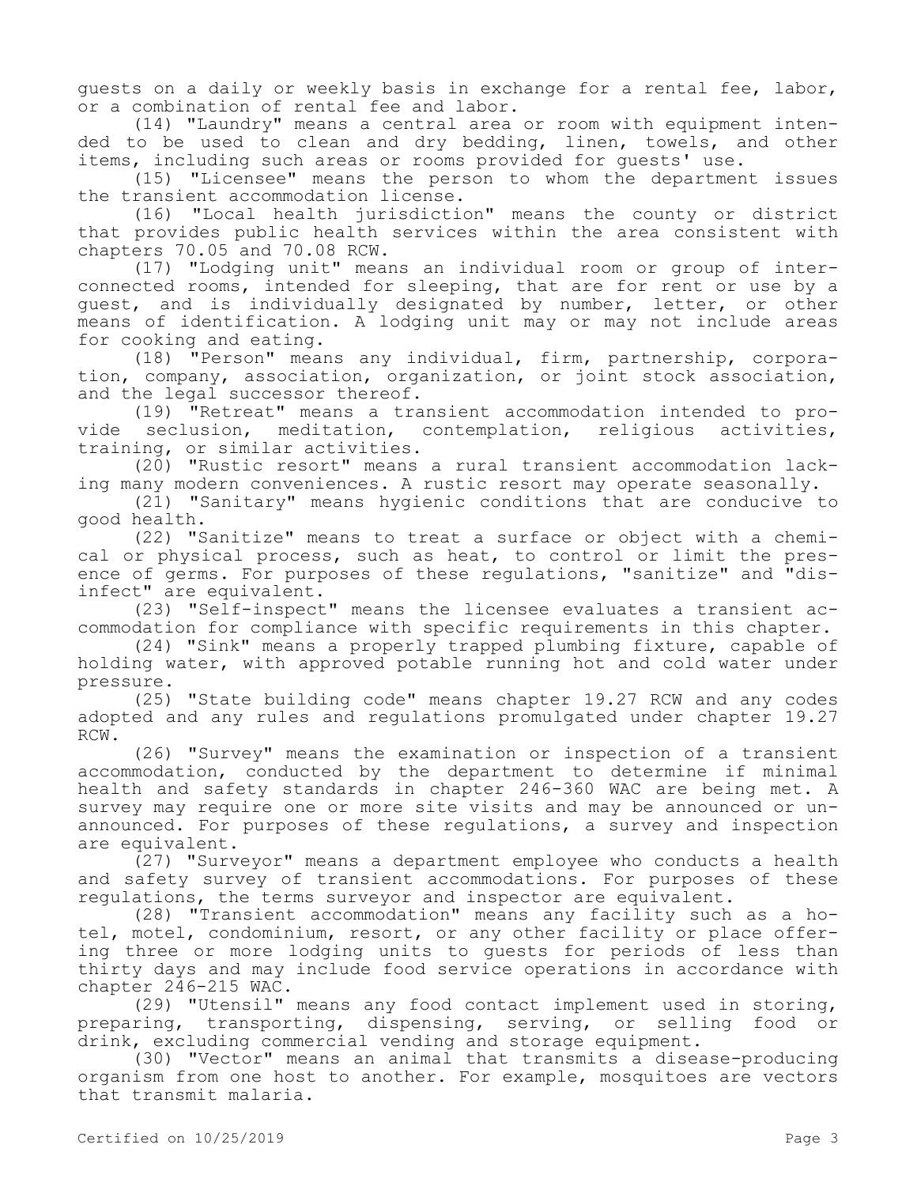guests on a daily or weekly basis in exchange for a rental fee, labor, or a combination of rental fee and labor.

(14) "Laundry" means a central area or room with equipment intended to be used to clean and dry bedding, linen, towels, and other items, including such areas or rooms provided for guests' use.

(15) "Licensee" means the person to whom the department issues the transient accommodation license.

(16) "Local health jurisdiction" means the county or district that provides public health services within the area consistent with chapters 70.05 and 70.08 RCW.

(17) "Lodging unit" means an individual room or group of interconnected rooms, intended for sleeping, that are for rent or use by a guest, and is individually designated by number, letter, or other means of identification. A lodging unit may or may not include areas for cooking and eating.

(18) "Person" means any individual, firm, partnership, corporation, company, association, organization, or joint stock association, and the legal successor thereof.

(19) "Retreat" means a transient accommodation intended to provide seclusion, meditation, contemplation, religious activities, training, or similar activities.

(20) "Rustic resort" means a rural transient accommodation lacking many modern conveniences. A rustic resort may operate seasonally.

(21) "Sanitary" means hygienic conditions that are conducive to good health.

(22) "Sanitize" means to treat a surface or object with a chemical or physical process, such as heat, to control or limit the presence of germs. For purposes of these regulations, "sanitize" and "disinfect" are equivalent.

(23) "Self-inspect" means the licensee evaluates a transient accommodation for compliance with specific requirements in this chapter.

(24) "Sink" means a properly trapped plumbing fixture, capable of holding water, with approved potable running hot and cold water under pressure.

(25) "State building code" means chapter 19.27 RCW and any codes adopted and any rules and regulations promulgated under chapter 19.27 RCW.

(26) "Survey" means the examination or inspection of a transient accommodation, conducted by the department to determine if minimal health and safety standards in chapter 246-360 WAC are being met. A survey may require one or more site visits and may be announced or unannounced. For purposes of these regulations, a survey and inspection are equivalent.

(27) "Surveyor" means a department employee who conducts a health and safety survey of transient accommodations. For purposes of these regulations, the terms surveyor and inspector are equivalent.

(28) "Transient accommodation" means any facility such as a hotel, motel, condominium, resort, or any other facility or place offering three or more lodging units to guests for periods of less than thirty days and may include food service operations in accordance with chapter 246-215 WAC.

(29) "Utensil" means any food contact implement used in storing, preparing, transporting, dispensing, serving, or selling food or drink, excluding commercial vending and storage equipment.

(30) "Vector" means an animal that transmits a disease-producing organism from one host to another. For example, mosquitoes are vectors that transmit malaria.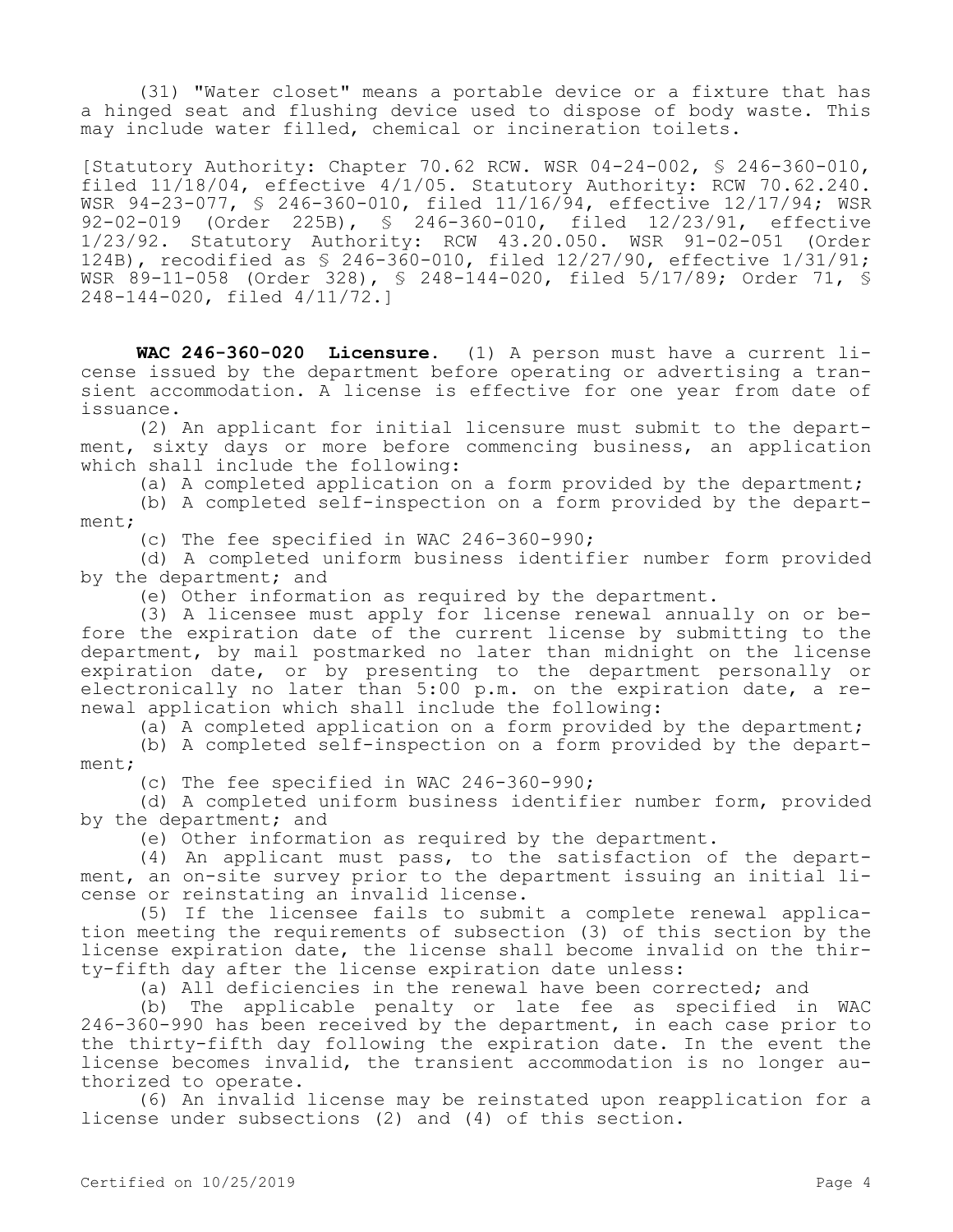(31) "Water closet" means a portable device or a fixture that has a hinged seat and flushing device used to dispose of body waste. This may include water filled, chemical or incineration toilets.

[Statutory Authority: Chapter 70.62 RCW. WSR 04-24-002, § 246-360-010, filed 11/18/04, effective 4/1/05. Statutory Authority: RCW 70.62.240. WSR 94-23-077, § 246-360-010, filed 11/16/94, effective 12/17/94; WSR 92-02-019 (Order 225B), § 246-360-010, filed 12/23/91, effective 1/23/92. Statutory Authority: RCW 43.20.050. WSR 91-02-051 (Order 124B), recodified as § 246-360-010, filed 12/27/90, effective 1/31/91; WSR 89-11-058 (Order 328), § 248-144-020, filed 5/17/89; Order 71, § 248-144-020, filed 4/11/72.]

**WAC 246-360-020 Licensure.** (1) A person must have a current license issued by the department before operating or advertising a transient accommodation. A license is effective for one year from date of issuance.

(2) An applicant for initial licensure must submit to the department, sixty days or more before commencing business, an application which shall include the following:

(a) A completed application on a form provided by the department;

(b) A completed self-inspection on a form provided by the department;

(c) The fee specified in WAC 246-360-990;

(d) A completed uniform business identifier number form provided by the department; and

(e) Other information as required by the department.

(3) A licensee must apply for license renewal annually on or before the expiration date of the current license by submitting to the department, by mail postmarked no later than midnight on the license expiration date, or by presenting to the department personally or electronically no later than 5:00 p.m. on the expiration date, a renewal application which shall include the following:

(a) A completed application on a form provided by the department;

(b) A completed self-inspection on a form provided by the department;

(c) The fee specified in WAC 246-360-990;

(d) A completed uniform business identifier number form, provided by the department; and

(e) Other information as required by the department.

(4) An applicant must pass, to the satisfaction of the department, an on-site survey prior to the department issuing an initial license or reinstating an invalid license.

(5) If the licensee fails to submit a complete renewal application meeting the requirements of subsection (3) of this section by the license expiration date, the license shall become invalid on the thirty-fifth day after the license expiration date unless:

(a) All deficiencies in the renewal have been corrected; and

(b) The applicable penalty or late fee as specified in WAC 246-360-990 has been received by the department, in each case prior to the thirty-fifth day following the expiration date. In the event the license becomes invalid, the transient accommodation is no longer authorized to operate.

(6) An invalid license may be reinstated upon reapplication for a license under subsections (2) and (4) of this section.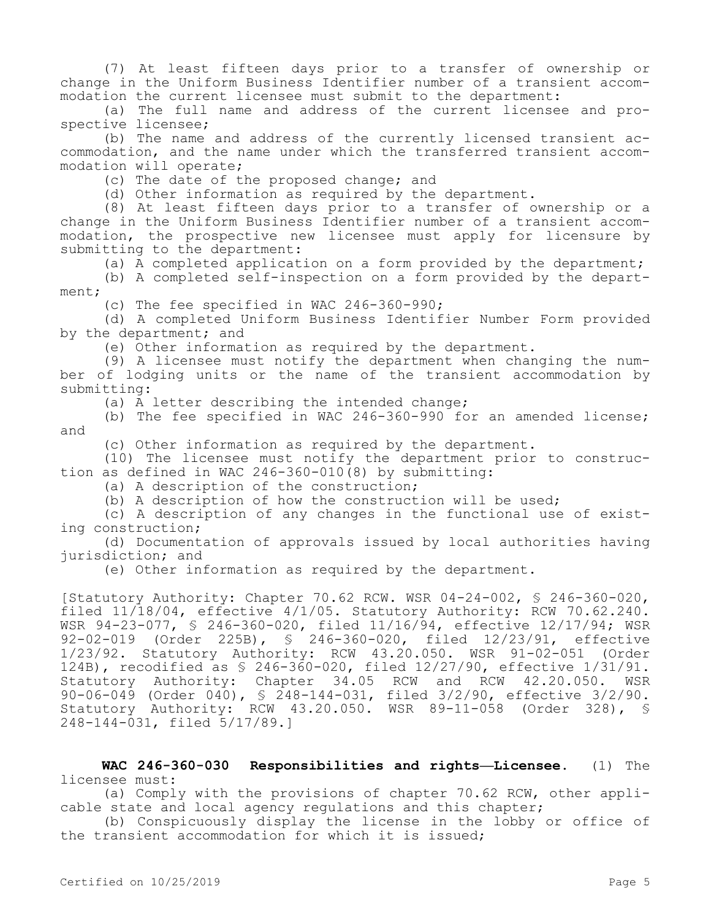(7) At least fifteen days prior to a transfer of ownership or change in the Uniform Business Identifier number of a transient accommodation the current licensee must submit to the department:

(a) The full name and address of the current licensee and prospective licensee;

(b) The name and address of the currently licensed transient accommodation, and the name under which the transferred transient accommodation will operate;

(c) The date of the proposed change; and

(d) Other information as required by the department.

(8) At least fifteen days prior to a transfer of ownership or a change in the Uniform Business Identifier number of a transient accommodation, the prospective new licensee must apply for licensure by submitting to the department:

(a) A completed application on a form provided by the department;

(b) A completed self-inspection on a form provided by the department;

(c) The fee specified in WAC 246-360-990;

(d) A completed Uniform Business Identifier Number Form provided by the department; and

(e) Other information as required by the department.

(9) A licensee must notify the department when changing the number of lodging units or the name of the transient accommodation by submitting:

(a) A letter describing the intended change;

(b) The fee specified in WAC 246-360-990 for an amended license; and

(c) Other information as required by the department.

(10) The licensee must notify the department prior to construction as defined in WAC 246-360-010(8) by submitting:

(a) A description of the construction;

(b) A description of how the construction will be used;

(c) A description of any changes in the functional use of existing construction;

(d) Documentation of approvals issued by local authorities having jurisdiction; and

(e) Other information as required by the department.

[Statutory Authority: Chapter 70.62 RCW. WSR 04-24-002, § 246-360-020, filed 11/18/04, effective 4/1/05. Statutory Authority: RCW 70.62.240. WSR 94-23-077, § 246-360-020, filed 11/16/94, effective 12/17/94; WSR 92-02-019 (Order 225B), § 246-360-020, filed 12/23/91, effective 1/23/92. Statutory Authority: RCW 43.20.050. WSR 91-02-051 (Order 124B), recodified as § 246-360-020, filed 12/27/90, effective 1/31/91. Statutory Authority: Chapter 34.05 RCW and RCW 42.20.050. WSR 90-06-049 (Order 040), § 248-144-031, filed 3/2/90, effective 3/2/90. Statutory Authority: RCW 43.20.050. WSR 89-11-058 (Order 328), § 248-144-031, filed 5/17/89.]

**WAC 246-360-030 Responsibilities and rights—Licensee.** (1) The licensee must:

(a) Comply with the provisions of chapter 70.62 RCW, other applicable state and local agency regulations and this chapter;

(b) Conspicuously display the license in the lobby or office of the transient accommodation for which it is issued;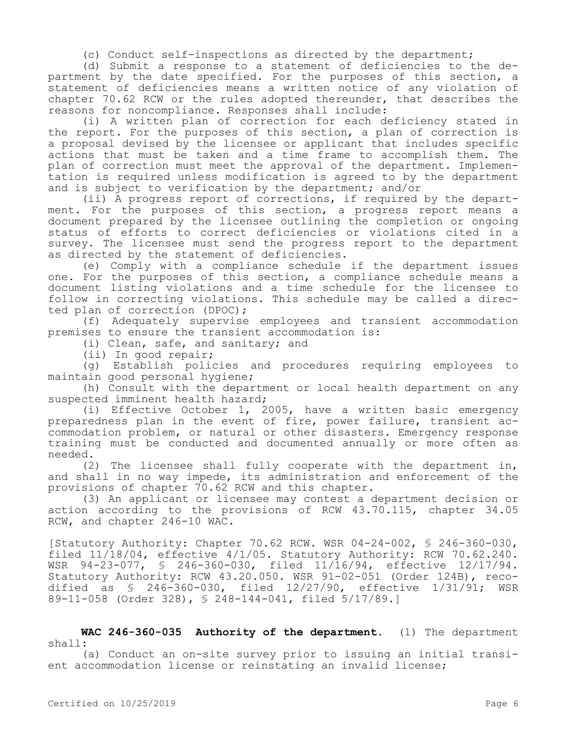(c) Conduct self-inspections as directed by the department;

(d) Submit a response to a statement of deficiencies to the department by the date specified. For the purposes of this section, a statement of deficiencies means a written notice of any violation of chapter 70.62 RCW or the rules adopted thereunder, that describes the reasons for noncompliance. Responses shall include:

(i) A written plan of correction for each deficiency stated in the report. For the purposes of this section, a plan of correction is a proposal devised by the licensee or applicant that includes specific actions that must be taken and a time frame to accomplish them. The plan of correction must meet the approval of the department. Implementation is required unless modification is agreed to by the department and is subject to verification by the department; and/or

(ii) A progress report of corrections, if required by the department. For the purposes of this section, a progress report means a document prepared by the licensee outlining the completion or ongoing status of efforts to correct deficiencies or violations cited in a survey. The licensee must send the progress report to the department as directed by the statement of deficiencies.

(e) Comply with a compliance schedule if the department issues one. For the purposes of this section, a compliance schedule means a document listing violations and a time schedule for the licensee to follow in correcting violations. This schedule may be called a directed plan of correction (DPOC);

(f) Adequately supervise employees and transient accommodation premises to ensure the transient accommodation is:

(i) Clean, safe, and sanitary; and

(ii) In good repair;

(g) Establish policies and procedures requiring employees to maintain good personal hygiene;

(h) Consult with the department or local health department on any suspected imminent health hazard;

(i) Effective October 1, 2005, have a written basic emergency preparedness plan in the event of fire, power failure, transient accommodation problem, or natural or other disasters. Emergency response training must be conducted and documented annually or more often as needed.

(2) The licensee shall fully cooperate with the department in, and shall in no way impede, its administration and enforcement of the provisions of chapter 70.62 RCW and this chapter.

(3) An applicant or licensee may contest a department decision or action according to the provisions of RCW 43.70.115, chapter 34.05 RCW, and chapter 246-10 WAC.

[Statutory Authority: Chapter 70.62 RCW. WSR 04-24-002, § 246-360-030, filed 11/18/04, effective 4/1/05. Statutory Authority: RCW 70.62.240. WSR 94-23-077, § 246-360-030, filed 11/16/94, effective 12/17/94. Statutory Authority: RCW 43.20.050. WSR 91-02-051 (Order 124B), recodified as § 246-360-030, filed 12/27/90, effective 1/31/91; WSR 89-11-058 (Order 328), § 248-144-041, filed 5/17/89.]

**WAC 246-360-035 Authority of the department.** (1) The department shall:

(a) Conduct an on-site survey prior to issuing an initial transient accommodation license or reinstating an invalid license;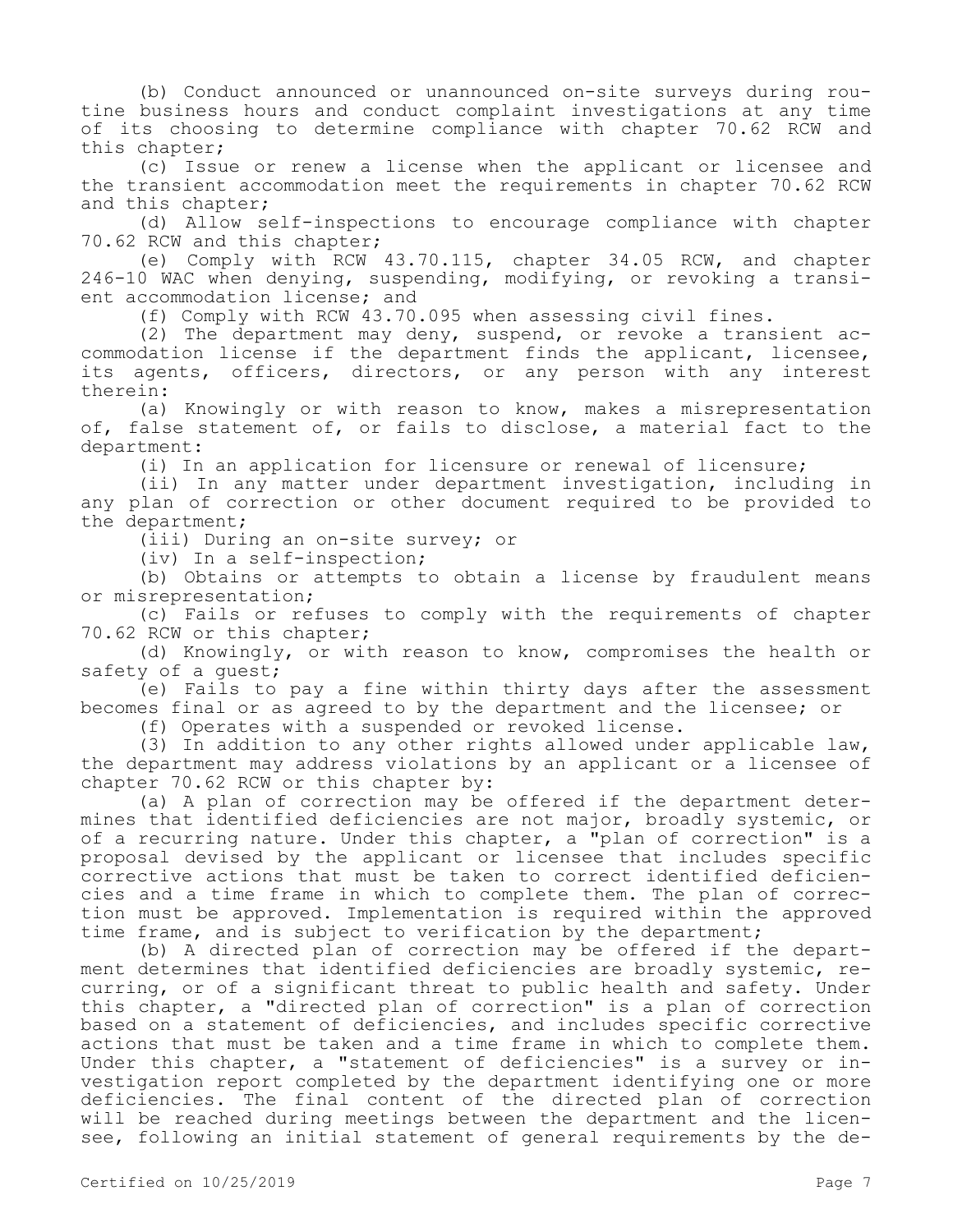(b) Conduct announced or unannounced on-site surveys during routine business hours and conduct complaint investigations at any time of its choosing to determine compliance with chapter 70.62 RCW and this chapter;

(c) Issue or renew a license when the applicant or licensee and the transient accommodation meet the requirements in chapter 70.62 RCW and this chapter;

(d) Allow self-inspections to encourage compliance with chapter 70.62 RCW and this chapter;

(e) Comply with RCW 43.70.115, chapter 34.05 RCW, and chapter 246-10 WAC when denying, suspending, modifying, or revoking a transient accommodation license; and

(f) Comply with RCW 43.70.095 when assessing civil fines.

(2) The department may deny, suspend, or revoke a transient accommodation license if the department finds the applicant, licensee, its agents, officers, directors, or any person with any interest therein:

(a) Knowingly or with reason to know, makes a misrepresentation of, false statement of, or fails to disclose, a material fact to the department:

(i) In an application for licensure or renewal of licensure;

(ii) In any matter under department investigation, including in any plan of correction or other document required to be provided to the department;

(iii) During an on-site survey; or

(iv) In a self-inspection;

(b) Obtains or attempts to obtain a license by fraudulent means or misrepresentation;

(c) Fails or refuses to comply with the requirements of chapter 70.62 RCW or this chapter;

(d) Knowingly, or with reason to know, compromises the health or safety of a guest;

(e) Fails to pay a fine within thirty days after the assessment becomes final or as agreed to by the department and the licensee; or

(f) Operates with a suspended or revoked license.

(3) In addition to any other rights allowed under applicable law, the department may address violations by an applicant or a licensee of chapter 70.62 RCW or this chapter by:

(a) A plan of correction may be offered if the department determines that identified deficiencies are not major, broadly systemic, or of a recurring nature. Under this chapter, a "plan of correction" is a proposal devised by the applicant or licensee that includes specific corrective actions that must be taken to correct identified deficiencies and a time frame in which to complete them. The plan of correction must be approved. Implementation is required within the approved time frame, and is subject to verification by the department;

(b) A directed plan of correction may be offered if the department determines that identified deficiencies are broadly systemic, recurring, or of a significant threat to public health and safety. Under this chapter, a "directed plan of correction" is a plan of correction based on a statement of deficiencies, and includes specific corrective actions that must be taken and a time frame in which to complete them. Under this chapter, a "statement of deficiencies" is a survey or investigation report completed by the department identifying one or more deficiencies. The final content of the directed plan of correction will be reached during meetings between the department and the licensee, following an initial statement of general requirements by the de-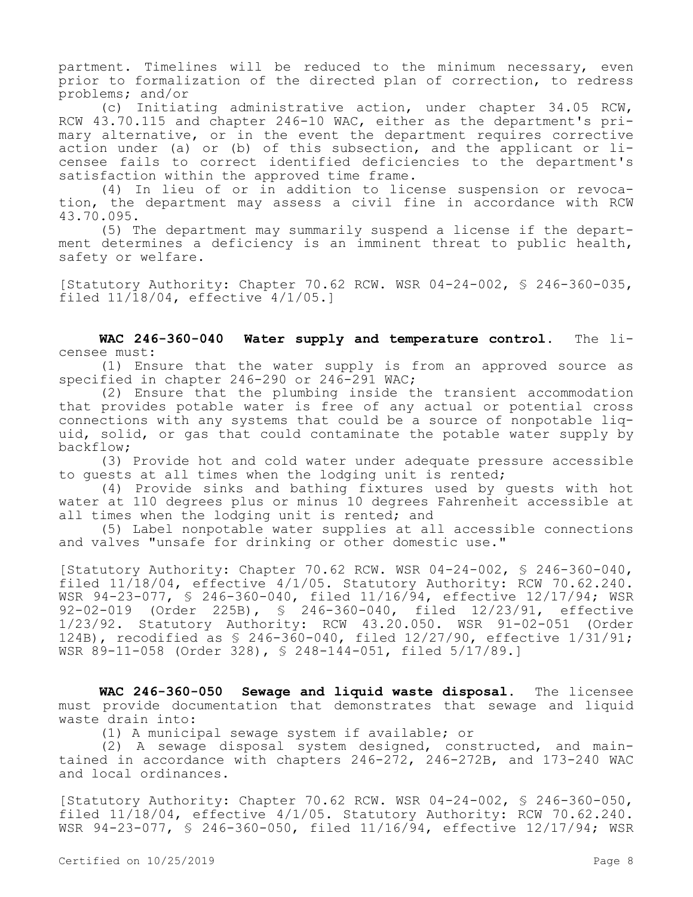partment. Timelines will be reduced to the minimum necessary, even prior to formalization of the directed plan of correction, to redress problems; and/or

(c) Initiating administrative action, under chapter 34.05 RCW, RCW 43.70.115 and chapter 246-10 WAC, either as the department's primary alternative, or in the event the department requires corrective action under (a) or (b) of this subsection, and the applicant or licensee fails to correct identified deficiencies to the department's satisfaction within the approved time frame.

(4) In lieu of or in addition to license suspension or revocation, the department may assess a civil fine in accordance with RCW 43.70.095.

(5) The department may summarily suspend a license if the department determines a deficiency is an imminent threat to public health, safety or welfare.

[Statutory Authority: Chapter 70.62 RCW. WSR 04-24-002, § 246-360-035, filed 11/18/04, effective 4/1/05.]

**WAC 246-360-040 Water supply and temperature control.** The licensee must:

(1) Ensure that the water supply is from an approved source as specified in chapter 246-290 or 246-291 WAC;

(2) Ensure that the plumbing inside the transient accommodation that provides potable water is free of any actual or potential cross connections with any systems that could be a source of nonpotable liquid, solid, or gas that could contaminate the potable water supply by backflow;

(3) Provide hot and cold water under adequate pressure accessible to guests at all times when the lodging unit is rented;

(4) Provide sinks and bathing fixtures used by guests with hot water at 110 degrees plus or minus 10 degrees Fahrenheit accessible at all times when the lodging unit is rented; and

(5) Label nonpotable water supplies at all accessible connections and valves "unsafe for drinking or other domestic use."

[Statutory Authority: Chapter 70.62 RCW. WSR 04-24-002, § 246-360-040, filed 11/18/04, effective 4/1/05. Statutory Authority: RCW 70.62.240. WSR 94-23-077, § 246-360-040, filed 11/16/94, effective 12/17/94; WSR 92-02-019 (Order 225B), § 246-360-040, filed 12/23/91, effective 1/23/92. Statutory Authority: RCW 43.20.050. WSR 91-02-051 (Order 124B), recodified as § 246-360-040, filed 12/27/90, effective 1/31/91; WSR 89-11-058 (Order 328), § 248-144-051, filed 5/17/89.]

**WAC 246-360-050 Sewage and liquid waste disposal.** The licensee must provide documentation that demonstrates that sewage and liquid waste drain into:

(1) A municipal sewage system if available; or

(2) A sewage disposal system designed, constructed, and maintained in accordance with chapters 246-272, 246-272B, and 173-240 WAC and local ordinances.

[Statutory Authority: Chapter 70.62 RCW. WSR 04-24-002, § 246-360-050, filed 11/18/04, effective 4/1/05. Statutory Authority: RCW 70.62.240. WSR 94-23-077, § 246-360-050, filed 11/16/94, effective 12/17/94; WSR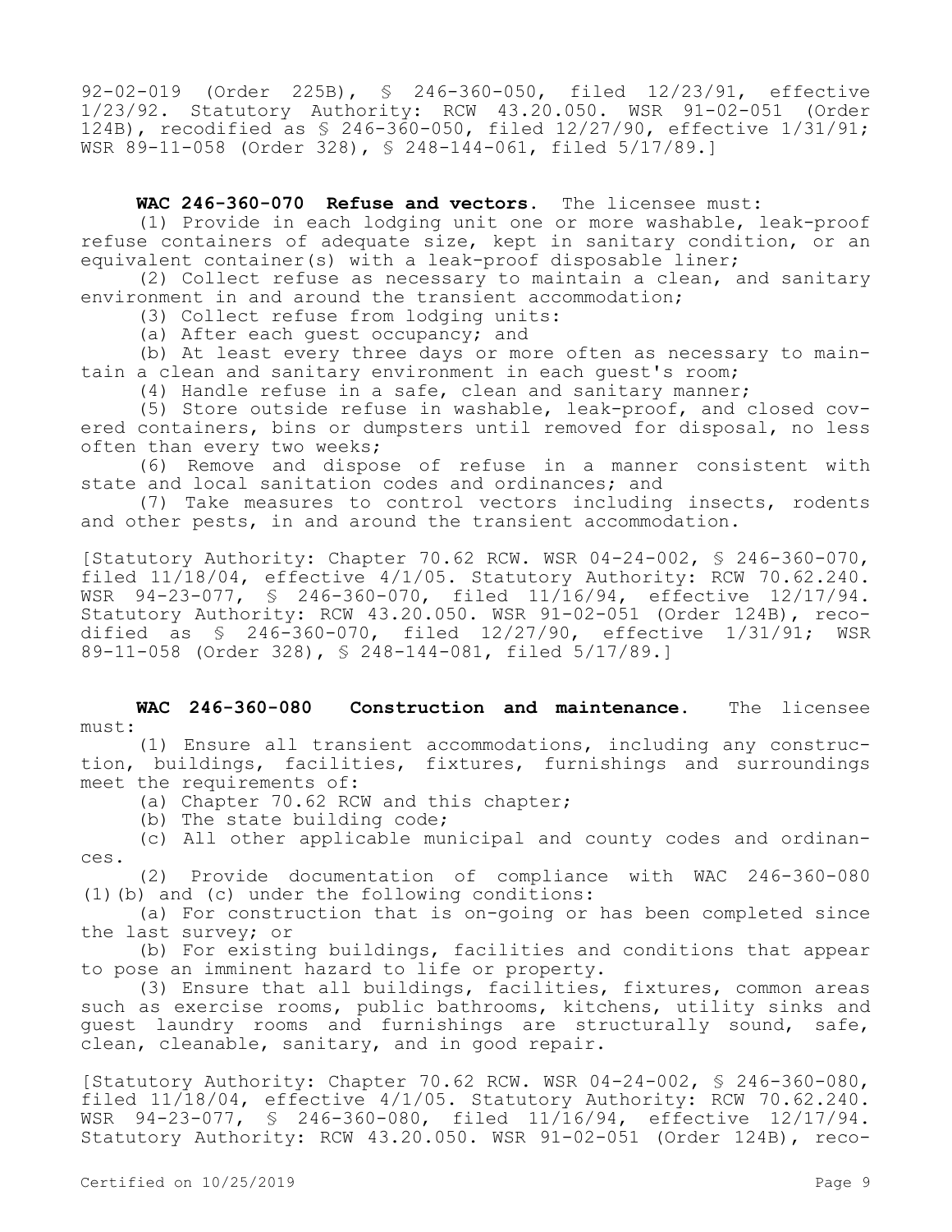92-02-019 (Order 225B), § 246-360-050, filed 12/23/91, effective 1/23/92. Statutory Authority: RCW 43.20.050. WSR 91-02-051 (Order 124B), recodified as § 246-360-050, filed 12/27/90, effective 1/31/91; WSR 89-11-058 (Order 328), § 248-144-061, filed 5/17/89.]

**WAC 246-360-070 Refuse and vectors.** The licensee must:

(1) Provide in each lodging unit one or more washable, leak-proof refuse containers of adequate size, kept in sanitary condition, or an equivalent container(s) with a leak-proof disposable liner;

(2) Collect refuse as necessary to maintain a clean, and sanitary environment in and around the transient accommodation;

(3) Collect refuse from lodging units:

(a) After each guest occupancy; and

(b) At least every three days or more often as necessary to maintain a clean and sanitary environment in each guest's room;

(4) Handle refuse in a safe, clean and sanitary manner;

(5) Store outside refuse in washable, leak-proof, and closed covered containers, bins or dumpsters until removed for disposal, no less often than every two weeks;

(6) Remove and dispose of refuse in a manner consistent with state and local sanitation codes and ordinances; and

(7) Take measures to control vectors including insects, rodents and other pests, in and around the transient accommodation.

[Statutory Authority: Chapter 70.62 RCW. WSR 04-24-002, § 246-360-070, filed 11/18/04, effective 4/1/05. Statutory Authority: RCW 70.62.240. WSR 94-23-077, § 246-360-070, filed 11/16/94, effective 12/17/94. Statutory Authority: RCW 43.20.050. WSR 91-02-051 (Order 124B), recodified as § 246-360-070, filed 12/27/90, effective 1/31/91; WSR 89-11-058 (Order 328), § 248-144-081, filed 5/17/89.]

**WAC 246-360-080 Construction and maintenance.** The licensee must:

(1) Ensure all transient accommodations, including any construction, buildings, facilities, fixtures, furnishings and surroundings meet the requirements of:

(a) Chapter 70.62 RCW and this chapter;

(b) The state building code;

(c) All other applicable municipal and county codes and ordinances.

(2) Provide documentation of compliance with WAC 246-360-080 (1)(b) and (c) under the following conditions:

(a) For construction that is on-going or has been completed since the last survey; or

(b) For existing buildings, facilities and conditions that appear to pose an imminent hazard to life or property.

(3) Ensure that all buildings, facilities, fixtures, common areas such as exercise rooms, public bathrooms, kitchens, utility sinks and guest laundry rooms and furnishings are structurally sound, safe, clean, cleanable, sanitary, and in good repair.

[Statutory Authority: Chapter 70.62 RCW. WSR 04-24-002, § 246-360-080, filed 11/18/04, effective 4/1/05. Statutory Authority: RCW 70.62.240. WSR 94-23-077, § 246-360-080, filed 11/16/94, effective 12/17/94. Statutory Authority: RCW 43.20.050. WSR 91-02-051 (Order 124B), reco-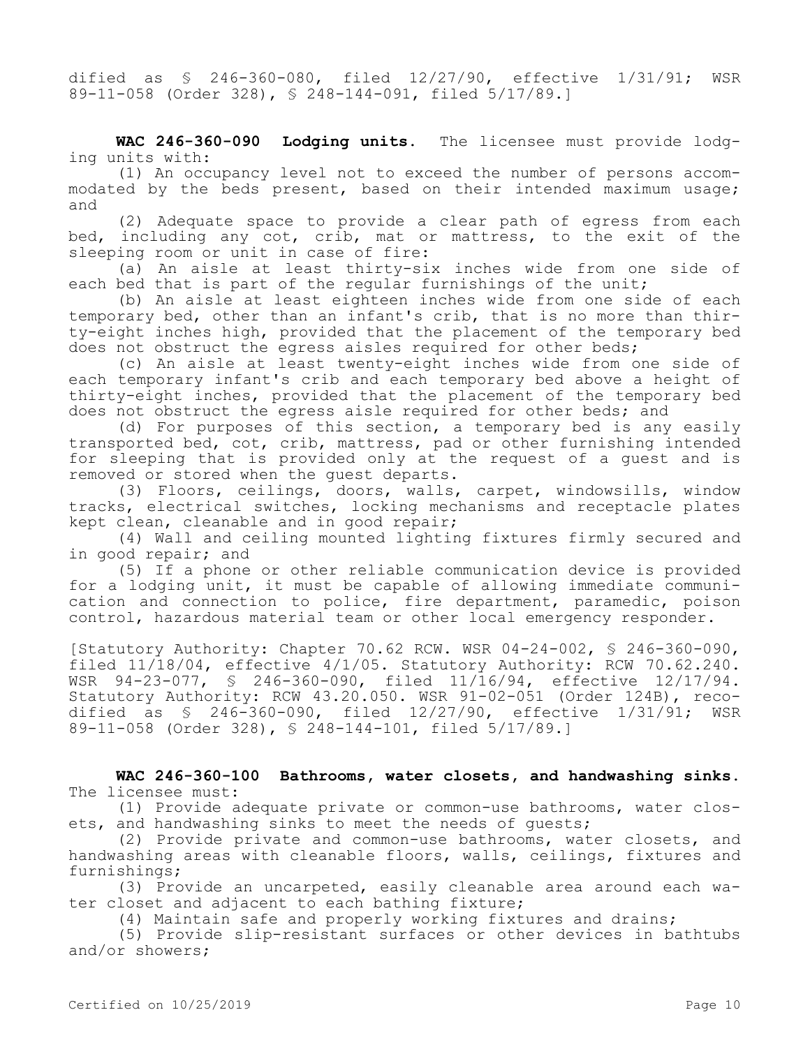dified as § 246-360-080, filed 12/27/90, effective 1/31/91; WSR 89-11-058 (Order 328), § 248-144-091, filed 5/17/89.]

**WAC 246-360-090 Lodging units.** The licensee must provide lodging units with:

(1) An occupancy level not to exceed the number of persons accommodated by the beds present, based on their intended maximum usage; and

(2) Adequate space to provide a clear path of egress from each bed, including any cot, crib, mat or mattress, to the exit of the sleeping room or unit in case of fire:

(a) An aisle at least thirty-six inches wide from one side of each bed that is part of the regular furnishings of the unit;

(b) An aisle at least eighteen inches wide from one side of each temporary bed, other than an infant's crib, that is no more than thirty-eight inches high, provided that the placement of the temporary bed does not obstruct the egress aisles required for other beds;

(c) An aisle at least twenty-eight inches wide from one side of each temporary infant's crib and each temporary bed above a height of thirty-eight inches, provided that the placement of the temporary bed does not obstruct the egress aisle required for other beds; and

(d) For purposes of this section, a temporary bed is any easily transported bed, cot, crib, mattress, pad or other furnishing intended for sleeping that is provided only at the request of a guest and is removed or stored when the guest departs.

(3) Floors, ceilings, doors, walls, carpet, windowsills, window tracks, electrical switches, locking mechanisms and receptacle plates kept clean, cleanable and in good repair;

(4) Wall and ceiling mounted lighting fixtures firmly secured and in good repair; and

(5) If a phone or other reliable communication device is provided for a lodging unit, it must be capable of allowing immediate communication and connection to police, fire department, paramedic, poison control, hazardous material team or other local emergency responder.

[Statutory Authority: Chapter 70.62 RCW. WSR 04-24-002, § 246-360-090, filed 11/18/04, effective 4/1/05. Statutory Authority: RCW 70.62.240. WSR 94-23-077, § 246-360-090, filed 11/16/94, effective 12/17/94. Statutory Authority: RCW 43.20.050. WSR 91-02-051 (Order 124B), recodified as § 246-360-090, filed 12/27/90, effective 1/31/91; WSR 89-11-058 (Order 328), § 248-144-101, filed 5/17/89.]

**WAC 246-360-100 Bathrooms, water closets, and handwashing sinks.** The licensee must:

(1) Provide adequate private or common-use bathrooms, water closets, and handwashing sinks to meet the needs of guests;

(2) Provide private and common-use bathrooms, water closets, and handwashing areas with cleanable floors, walls, ceilings, fixtures and furnishings;

(3) Provide an uncarpeted, easily cleanable area around each water closet and adjacent to each bathing fixture;

(4) Maintain safe and properly working fixtures and drains;

(5) Provide slip-resistant surfaces or other devices in bathtubs and/or showers;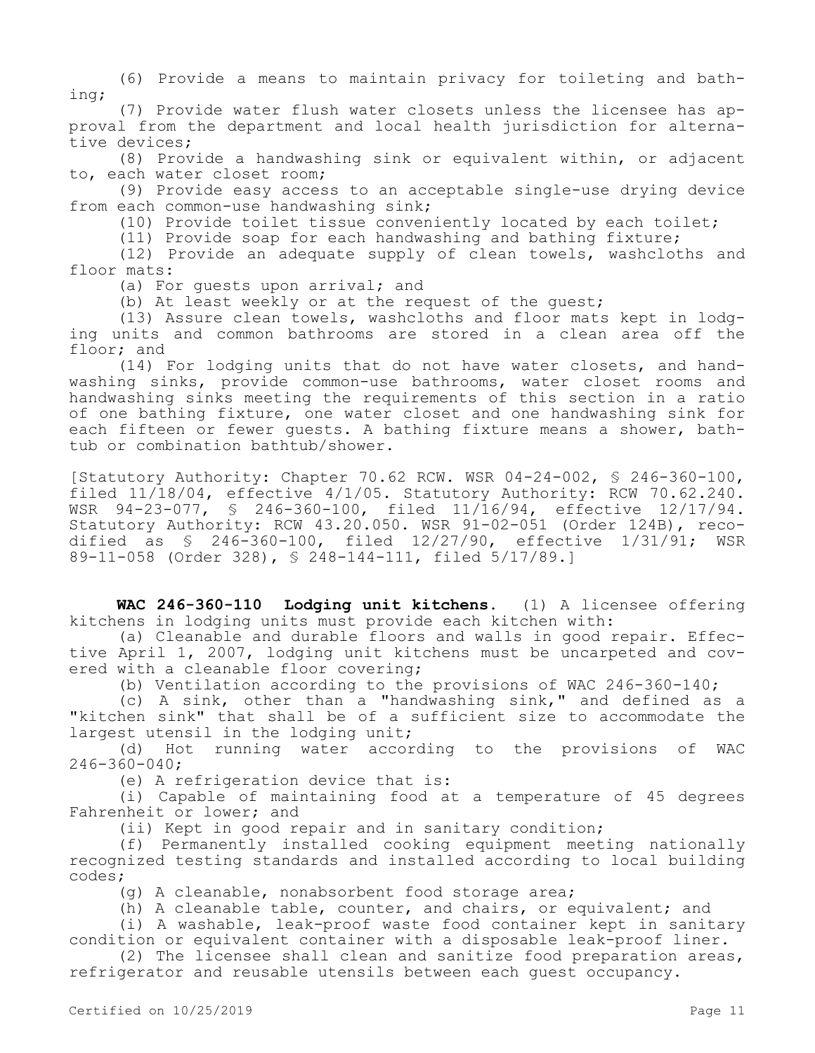(6) Provide a means to maintain privacy for toileting and bathing;

(7) Provide water flush water closets unless the licensee has approval from the department and local health jurisdiction for alternative devices;

(8) Provide a handwashing sink or equivalent within, or adjacent to, each water closet room;

(9) Provide easy access to an acceptable single-use drying device from each common-use handwashing sink;

(10) Provide toilet tissue conveniently located by each toilet;

(11) Provide soap for each handwashing and bathing fixture;

(12) Provide an adequate supply of clean towels, washcloths and floor mats:

(a) For guests upon arrival; and

(b) At least weekly or at the request of the guest;

(13) Assure clean towels, washcloths and floor mats kept in lodging units and common bathrooms are stored in a clean area off the floor; and

(14) For lodging units that do not have water closets, and handwashing sinks, provide common-use bathrooms, water closet rooms and handwashing sinks meeting the requirements of this section in a ratio of one bathing fixture, one water closet and one handwashing sink for each fifteen or fewer guests. A bathing fixture means a shower, bathtub or combination bathtub/shower.

[Statutory Authority: Chapter 70.62 RCW. WSR 04-24-002, § 246-360-100, filed 11/18/04, effective 4/1/05. Statutory Authority: RCW 70.62.240. WSR 94-23-077, § 246-360-100, filed 11/16/94, effective 12/17/94. Statutory Authority: RCW 43.20.050. WSR 91-02-051 (Order 124B), recodified as § 246-360-100, filed 12/27/90, effective 1/31/91; WSR 89-11-058 (Order 328), § 248-144-111, filed 5/17/89.]

**WAC 246-360-110 Lodging unit kitchens.** (1) A licensee offering kitchens in lodging units must provide each kitchen with:

(a) Cleanable and durable floors and walls in good repair. Effective April 1, 2007, lodging unit kitchens must be uncarpeted and covered with a cleanable floor covering;

(b) Ventilation according to the provisions of WAC 246-360-140;

(c) A sink, other than a "handwashing sink," and defined as a "kitchen sink" that shall be of a sufficient size to accommodate the largest utensil in the lodging unit;

(d) Hot running water according to the provisions of WAC 246-360-040;

(e) A refrigeration device that is:

(i) Capable of maintaining food at a temperature of 45 degrees Fahrenheit or lower; and

(ii) Kept in good repair and in sanitary condition;

(f) Permanently installed cooking equipment meeting nationally recognized testing standards and installed according to local building codes;

(g) A cleanable, nonabsorbent food storage area;

(h) A cleanable table, counter, and chairs, or equivalent; and

(i) A washable, leak-proof waste food container kept in sanitary condition or equivalent container with a disposable leak-proof liner.

(2) The licensee shall clean and sanitize food preparation areas, refrigerator and reusable utensils between each guest occupancy.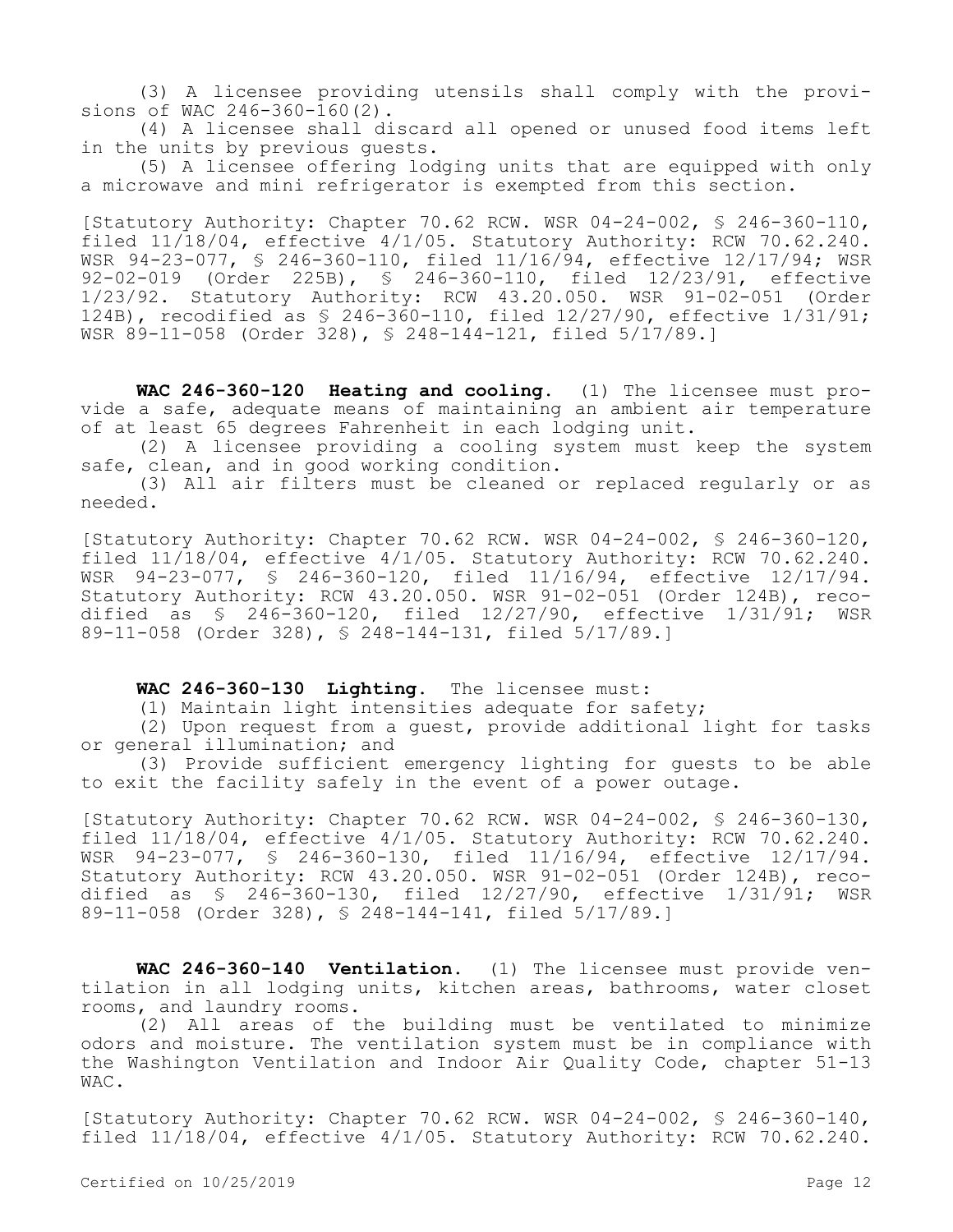(3) A licensee providing utensils shall comply with the provisions of WAC 246-360-160(2).

(4) A licensee shall discard all opened or unused food items left in the units by previous guests.

(5) A licensee offering lodging units that are equipped with only a microwave and mini refrigerator is exempted from this section.

[Statutory Authority: Chapter 70.62 RCW. WSR 04-24-002, § 246-360-110, filed 11/18/04, effective 4/1/05. Statutory Authority: RCW 70.62.240. WSR 94-23-077, § 246-360-110, filed 11/16/94, effective 12/17/94; WSR 92-02-019 (Order 225B), § 246-360-110, filed 12/23/91, effective 1/23/92. Statutory Authority: RCW 43.20.050. WSR 91-02-051 (Order 124B), recodified as § 246-360-110, filed 12/27/90, effective 1/31/91; WSR 89-11-058 (Order 328), § 248-144-121, filed 5/17/89.]

**WAC 246-360-120 Heating and cooling.** (1) The licensee must provide a safe, adequate means of maintaining an ambient air temperature of at least 65 degrees Fahrenheit in each lodging unit.

(2) A licensee providing a cooling system must keep the system safe, clean, and in good working condition.

(3) All air filters must be cleaned or replaced regularly or as needed.

[Statutory Authority: Chapter 70.62 RCW. WSR 04-24-002, § 246-360-120, filed 11/18/04, effective 4/1/05. Statutory Authority: RCW 70.62.240. WSR 94-23-077, § 246-360-120, filed 11/16/94, effective 12/17/94. Statutory Authority: RCW 43.20.050. WSR 91-02-051 (Order 124B), recodified as § 246-360-120, filed 12/27/90, effective 1/31/91; WSR 89-11-058 (Order 328), § 248-144-131, filed 5/17/89.]

**WAC 246-360-130 Lighting.** The licensee must:

(1) Maintain light intensities adequate for safety;

(2) Upon request from a guest, provide additional light for tasks or general illumination; and

(3) Provide sufficient emergency lighting for guests to be able to exit the facility safely in the event of a power outage.

[Statutory Authority: Chapter 70.62 RCW. WSR 04-24-002, § 246-360-130, filed 11/18/04, effective 4/1/05. Statutory Authority: RCW 70.62.240. WSR 94-23-077, § 246-360-130, filed 11/16/94, effective 12/17/94. Statutory Authority: RCW 43.20.050. WSR 91-02-051 (Order 124B), recodified as § 246-360-130, filed 12/27/90, effective 1/31/91; WSR 89-11-058 (Order 328), § 248-144-141, filed 5/17/89.]

**WAC 246-360-140 Ventilation.** (1) The licensee must provide ventilation in all lodging units, kitchen areas, bathrooms, water closet rooms, and laundry rooms.

(2) All areas of the building must be ventilated to minimize odors and moisture. The ventilation system must be in compliance with the Washington Ventilation and Indoor Air Quality Code, chapter 51-13 WAC.

[Statutory Authority: Chapter 70.62 RCW. WSR 04-24-002, § 246-360-140, filed 11/18/04, effective 4/1/05. Statutory Authority: RCW 70.62.240.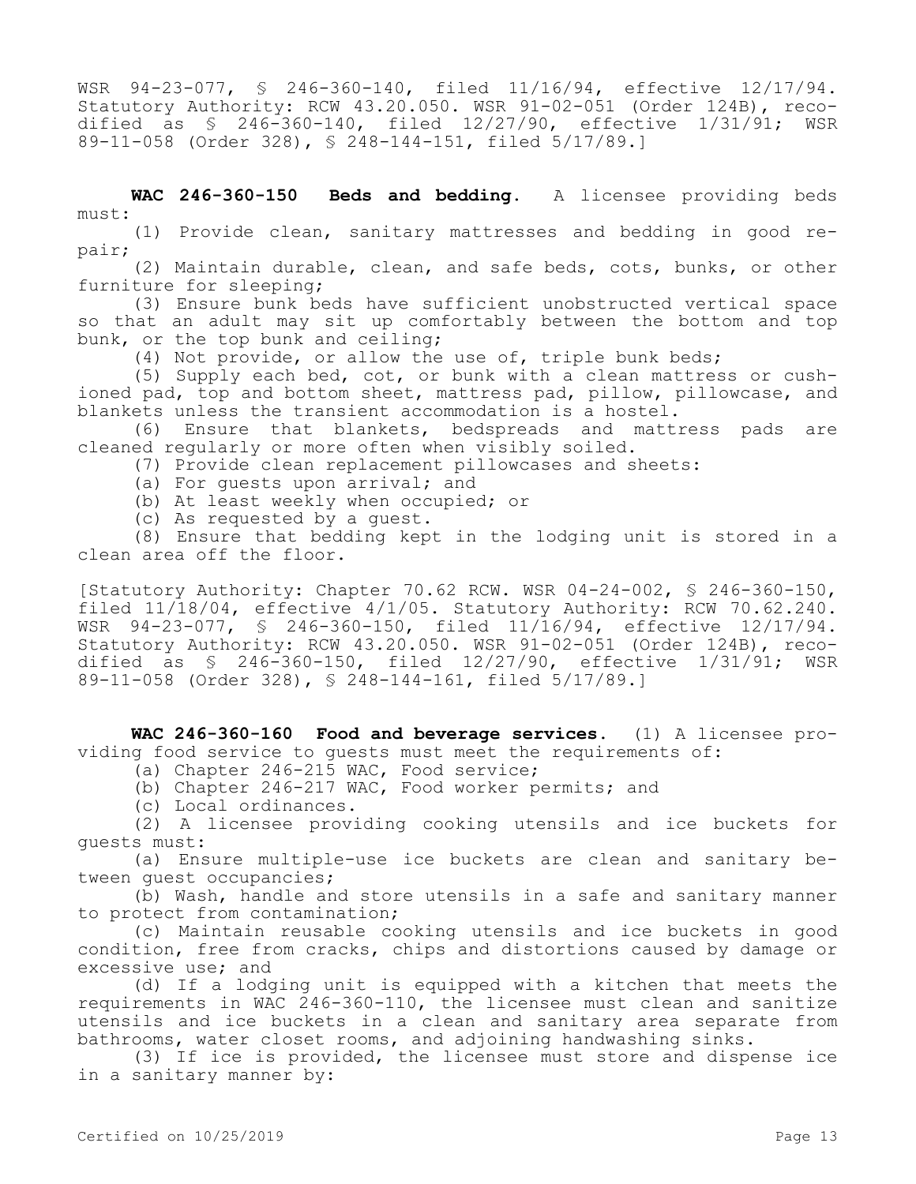WSR 94-23-077, § 246-360-140, filed 11/16/94, effective 12/17/94. Statutory Authority: RCW 43.20.050. WSR 91-02-051 (Order 124B), recodified as § 246-360-140, filed 12/27/90, effective 1/31/91; WSR 89-11-058 (Order 328), § 248-144-151, filed 5/17/89.]

**WAC 246-360-150 Beds and bedding.** A licensee providing beds must:

(1) Provide clean, sanitary mattresses and bedding in good repair;

(2) Maintain durable, clean, and safe beds, cots, bunks, or other furniture for sleeping;

(3) Ensure bunk beds have sufficient unobstructed vertical space so that an adult may sit up comfortably between the bottom and top bunk, or the top bunk and ceiling;

(4) Not provide, or allow the use of, triple bunk beds;

(5) Supply each bed, cot, or bunk with a clean mattress or cushioned pad, top and bottom sheet, mattress pad, pillow, pillowcase, and blankets unless the transient accommodation is a hostel.

(6) Ensure that blankets, bedspreads and mattress pads are cleaned regularly or more often when visibly soiled.

(7) Provide clean replacement pillowcases and sheets:

(a) For guests upon arrival; and

(b) At least weekly when occupied; or

(c) As requested by a guest.

(8) Ensure that bedding kept in the lodging unit is stored in a clean area off the floor.

[Statutory Authority: Chapter 70.62 RCW. WSR 04-24-002, § 246-360-150, filed 11/18/04, effective 4/1/05. Statutory Authority: RCW 70.62.240. WSR 94-23-077, § 246-360-150, filed 11/16/94, effective 12/17/94. Statutory Authority: RCW 43.20.050. WSR 91-02-051 (Order 124B), recodified as § 246-360-150, filed 12/27/90, effective 1/31/91; WSR 89-11-058 (Order 328), § 248-144-161, filed 5/17/89.]

**WAC 246-360-160 Food and beverage services.** (1) A licensee providing food service to guests must meet the requirements of:

(a) Chapter 246-215 WAC, Food service;

(b) Chapter 246-217 WAC, Food worker permits; and

(c) Local ordinances.

(2) A licensee providing cooking utensils and ice buckets for guests must:

(a) Ensure multiple-use ice buckets are clean and sanitary between guest occupancies;

(b) Wash, handle and store utensils in a safe and sanitary manner to protect from contamination;

(c) Maintain reusable cooking utensils and ice buckets in good condition, free from cracks, chips and distortions caused by damage or excessive use; and

(d) If a lodging unit is equipped with a kitchen that meets the requirements in WAC 246-360-110, the licensee must clean and sanitize utensils and ice buckets in a clean and sanitary area separate from bathrooms, water closet rooms, and adjoining handwashing sinks.

(3) If ice is provided, the licensee must store and dispense ice in a sanitary manner by: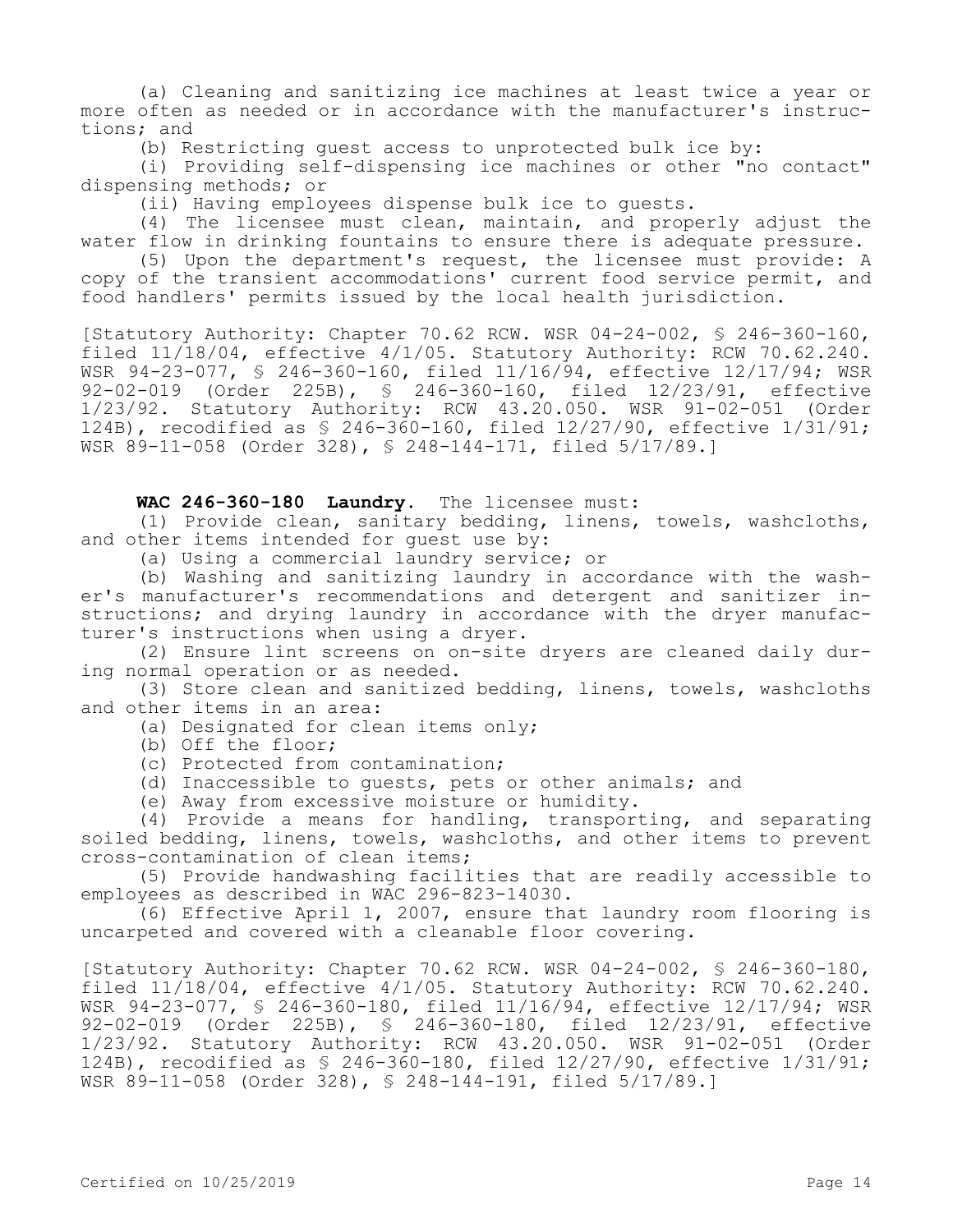(a) Cleaning and sanitizing ice machines at least twice a year or more often as needed or in accordance with the manufacturer's instructions; and

(b) Restricting guest access to unprotected bulk ice by:

(i) Providing self-dispensing ice machines or other "no contact" dispensing methods; or

(ii) Having employees dispense bulk ice to guests.

(4) The licensee must clean, maintain, and properly adjust the water flow in drinking fountains to ensure there is adequate pressure.

(5) Upon the department's request, the licensee must provide: A copy of the transient accommodations' current food service permit, and food handlers' permits issued by the local health jurisdiction.

[Statutory Authority: Chapter 70.62 RCW. WSR 04-24-002, § 246-360-160, filed 11/18/04, effective 4/1/05. Statutory Authority: RCW 70.62.240. WSR 94-23-077, § 246-360-160, filed 11/16/94, effective 12/17/94; WSR 92-02-019 (Order 225B), § 246-360-160, filed 12/23/91, effective 1/23/92. Statutory Authority: RCW 43.20.050. WSR 91-02-051 (Order 124B), recodified as § 246-360-160, filed 12/27/90, effective 1/31/91; WSR 89-11-058 (Order 328), § 248-144-171, filed 5/17/89.]

**WAC 246-360-180 Laundry.** The licensee must:

(1) Provide clean, sanitary bedding, linens, towels, washcloths, and other items intended for guest use by:

(a) Using a commercial laundry service; or

(b) Washing and sanitizing laundry in accordance with the washer's manufacturer's recommendations and detergent and sanitizer instructions; and drying laundry in accordance with the dryer manufacturer's instructions when using a dryer.

(2) Ensure lint screens on on-site dryers are cleaned daily during normal operation or as needed.

(3) Store clean and sanitized bedding, linens, towels, washcloths and other items in an area:

(a) Designated for clean items only;

(b) Off the floor;

(c) Protected from contamination;

(d) Inaccessible to guests, pets or other animals; and

(e) Away from excessive moisture or humidity.

(4) Provide a means for handling, transporting, and separating soiled bedding, linens, towels, washcloths, and other items to prevent cross-contamination of clean items;

(5) Provide handwashing facilities that are readily accessible to employees as described in WAC 296-823-14030.

(6) Effective April 1, 2007, ensure that laundry room flooring is uncarpeted and covered with a cleanable floor covering.

[Statutory Authority: Chapter 70.62 RCW. WSR 04-24-002, § 246-360-180, filed 11/18/04, effective 4/1/05. Statutory Authority: RCW 70.62.240. WSR 94-23-077, § 246-360-180, filed 11/16/94, effective 12/17/94; WSR 92-02-019 (Order 225B), § 246-360-180, filed 12/23/91, effective 1/23/92. Statutory Authority: RCW 43.20.050. WSR 91-02-051 (Order 124B), recodified as § 246-360-180, filed 12/27/90, effective 1/31/91; WSR 89-11-058 (Order 328), § 248-144-191, filed 5/17/89.]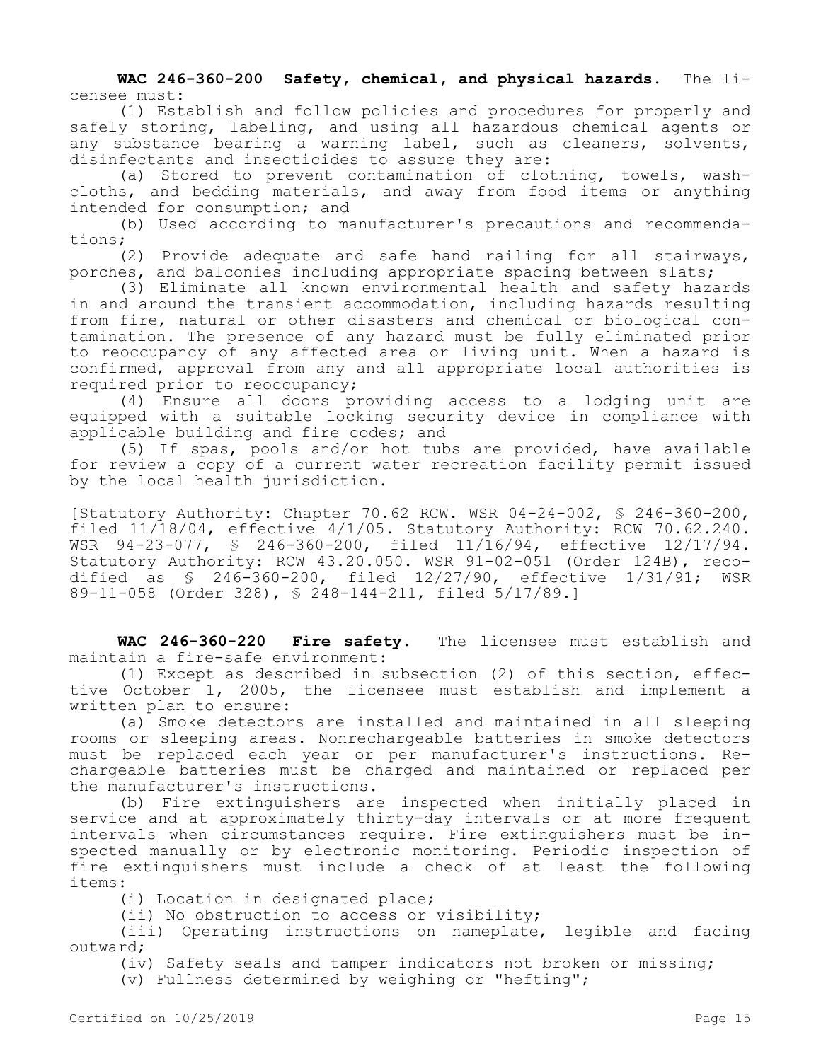**WAC 246-360-200 Safety, chemical, and physical hazards.** The licensee must:

(1) Establish and follow policies and procedures for properly and safely storing, labeling, and using all hazardous chemical agents or any substance bearing a warning label, such as cleaners, solvents, disinfectants and insecticides to assure they are:

(a) Stored to prevent contamination of clothing, towels, washcloths, and bedding materials, and away from food items or anything intended for consumption; and

(b) Used according to manufacturer's precautions and recommendations;

(2) Provide adequate and safe hand railing for all stairways, porches, and balconies including appropriate spacing between slats;

(3) Eliminate all known environmental health and safety hazards in and around the transient accommodation, including hazards resulting from fire, natural or other disasters and chemical or biological contamination. The presence of any hazard must be fully eliminated prior to reoccupancy of any affected area or living unit. When a hazard is confirmed, approval from any and all appropriate local authorities is required prior to reoccupancy;

(4) Ensure all doors providing access to a lodging unit are equipped with a suitable locking security device in compliance with applicable building and fire codes; and

(5) If spas, pools and/or hot tubs are provided, have available for review a copy of a current water recreation facility permit issued by the local health jurisdiction.

[Statutory Authority: Chapter 70.62 RCW. WSR 04-24-002, § 246-360-200, filed 11/18/04, effective 4/1/05. Statutory Authority: RCW 70.62.240. WSR 94-23-077, § 246-360-200, filed 11/16/94, effective 12/17/94. Statutory Authority: RCW 43.20.050. WSR 91-02-051 (Order 124B), recodified as § 246-360-200, filed 12/27/90, effective 1/31/91; WSR 89-11-058 (Order 328), § 248-144-211, filed 5/17/89.]

**WAC 246-360-220 Fire safety.** The licensee must establish and maintain a fire-safe environment:

(1) Except as described in subsection (2) of this section, effective October 1, 2005, the licensee must establish and implement a written plan to ensure:

(a) Smoke detectors are installed and maintained in all sleeping rooms or sleeping areas. Nonrechargeable batteries in smoke detectors must be replaced each year or per manufacturer's instructions. Rechargeable batteries must be charged and maintained or replaced per the manufacturer's instructions.

(b) Fire extinguishers are inspected when initially placed in service and at approximately thirty-day intervals or at more frequent intervals when circumstances require. Fire extinguishers must be inspected manually or by electronic monitoring. Periodic inspection of fire extinguishers must include a check of at least the following items:

(i) Location in designated place;

(ii) No obstruction to access or visibility;

(iii) Operating instructions on nameplate, legible and facing outward;

(iv) Safety seals and tamper indicators not broken or missing;

(v) Fullness determined by weighing or "hefting";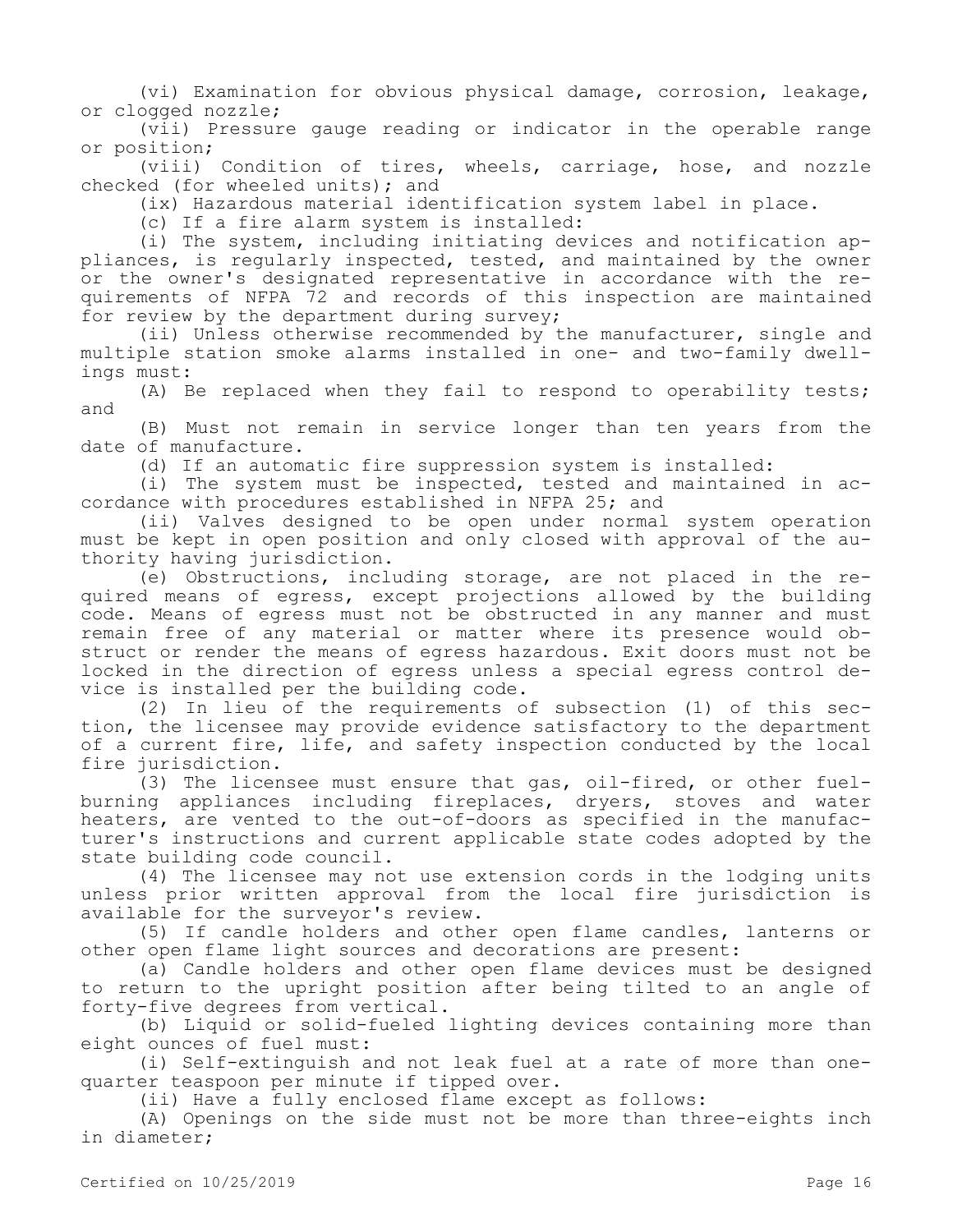(vi) Examination for obvious physical damage, corrosion, leakage, or clogged nozzle;

(vii) Pressure gauge reading or indicator in the operable range or position;

(viii) Condition of tires, wheels, carriage, hose, and nozzle checked (for wheeled units); and

(ix) Hazardous material identification system label in place.

(c) If a fire alarm system is installed:

(i) The system, including initiating devices and notification appliances, is regularly inspected, tested, and maintained by the owner or the owner's designated representative in accordance with the requirements of NFPA 72 and records of this inspection are maintained for review by the department during survey;

(ii) Unless otherwise recommended by the manufacturer, single and multiple station smoke alarms installed in one- and two-family dwellings must:

(A) Be replaced when they fail to respond to operability tests; and

(B) Must not remain in service longer than ten years from the date of manufacture.

(d) If an automatic fire suppression system is installed:

(i) The system must be inspected, tested and maintained in accordance with procedures established in NFPA 25; and

(ii) Valves designed to be open under normal system operation must be kept in open position and only closed with approval of the authority having jurisdiction.

(e) Obstructions, including storage, are not placed in the required means of egress, except projections allowed by the building code. Means of egress must not be obstructed in any manner and must remain free of any material or matter where its presence would obstruct or render the means of egress hazardous. Exit doors must not be locked in the direction of egress unless a special egress control device is installed per the building code.

(2) In lieu of the requirements of subsection (1) of this section, the licensee may provide evidence satisfactory to the department of a current fire, life, and safety inspection conducted by the local fire jurisdiction.

(3) The licensee must ensure that gas, oil-fired, or other fuel-burning appliances including fireplaces, dryers, stoves and water heaters, are vented to the out-of-doors as specified in the manufacturer's instructions and current applicable state codes adopted by the state building code council.

(4) The licensee may not use extension cords in the lodging units unless prior written approval from the local fire jurisdiction is available for the surveyor's review.

(5) If candle holders and other open flame candles, lanterns or other open flame light sources and decorations are present:

(a) Candle holders and other open flame devices must be designed to return to the upright position after being tilted to an angle of forty-five degrees from vertical.

(b) Liquid or solid-fueled lighting devices containing more than eight ounces of fuel must:

(i) Self-extinguish and not leak fuel at a rate of more than one-quarter teaspoon per minute if tipped over.

(ii) Have a fully enclosed flame except as follows:

(A) Openings on the side must not be more than three-eights inch in diameter;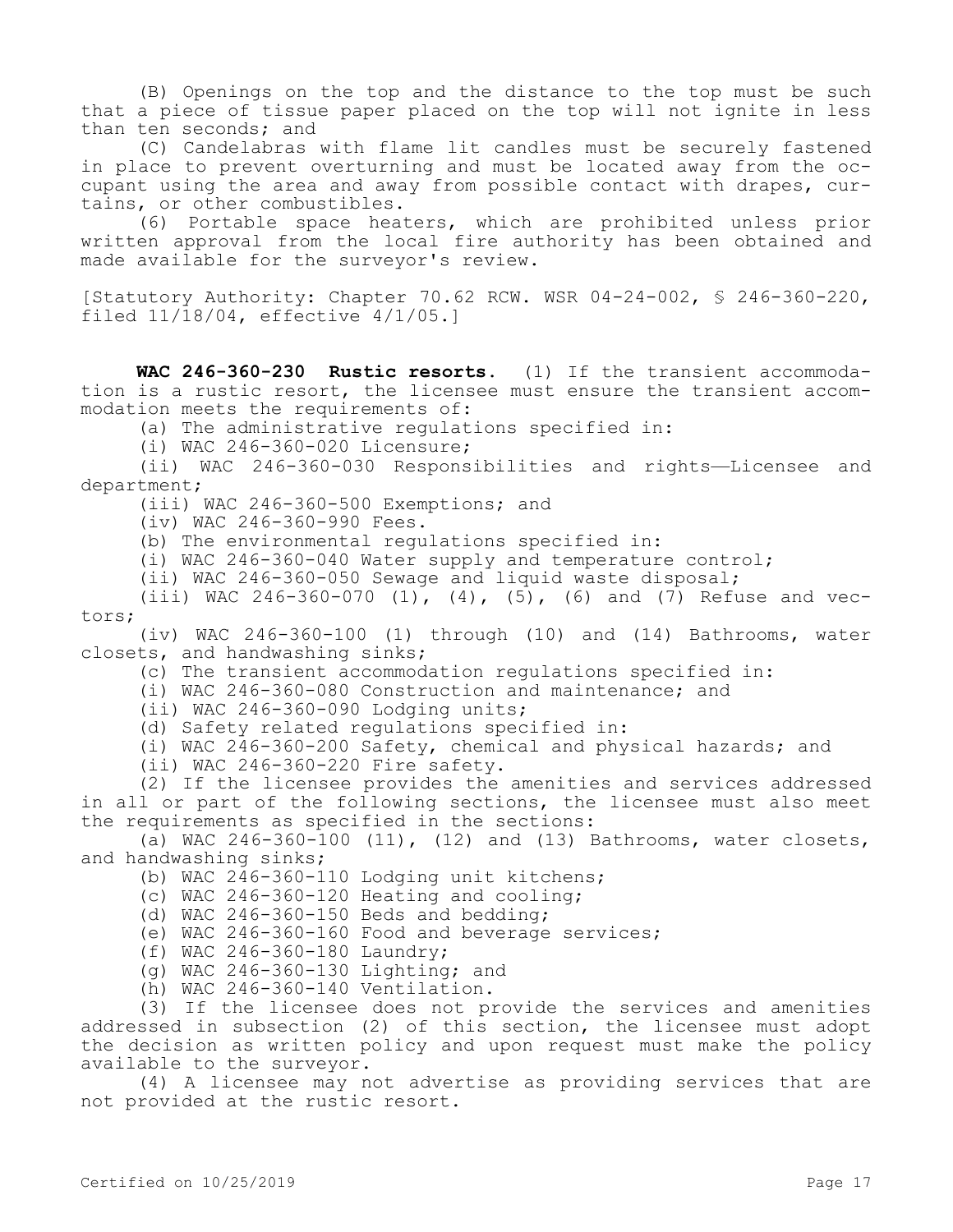(B) Openings on the top and the distance to the top must be such that a piece of tissue paper placed on the top will not ignite in less than ten seconds; and

(C) Candelabras with flame lit candles must be securely fastened in place to prevent overturning and must be located away from the occupant using the area and away from possible contact with drapes, curtains, or other combustibles.

(6) Portable space heaters, which are prohibited unless prior written approval from the local fire authority has been obtained and made available for the surveyor's review.

[Statutory Authority: Chapter 70.62 RCW. WSR 04-24-002, § 246-360-220, filed 11/18/04, effective 4/1/05.]

**WAC 246-360-230 Rustic resorts.** (1) If the transient accommodation is a rustic resort, the licensee must ensure the transient accommodation meets the requirements of:

(a) The administrative regulations specified in:

(i) WAC 246-360-020 Licensure;

(ii) WAC 246-360-030 Responsibilities and rights—Licensee and department;

(iii) WAC 246-360-500 Exemptions; and

(iv) WAC 246-360-990 Fees.

(b) The environmental regulations specified in:

(i) WAC 246-360-040 Water supply and temperature control;

(ii) WAC 246-360-050 Sewage and liquid waste disposal;

(iii) WAC 246-360-070 (1), (4), (5), (6) and (7) Refuse and vectors;

(iv) WAC 246-360-100 (1) through (10) and (14) Bathrooms, water closets, and handwashing sinks;

(c) The transient accommodation regulations specified in:

(i) WAC 246-360-080 Construction and maintenance; and

(ii) WAC 246-360-090 Lodging units;

(d) Safety related regulations specified in:

(i) WAC 246-360-200 Safety, chemical and physical hazards; and

(ii) WAC 246-360-220 Fire safety.

(2) If the licensee provides the amenities and services addressed in all or part of the following sections, the licensee must also meet the requirements as specified in the sections:

(a) WAC 246-360-100 (11), (12) and (13) Bathrooms, water closets, and handwashing sinks;

(b) WAC 246-360-110 Lodging unit kitchens;

(c) WAC 246-360-120 Heating and cooling;

(d) WAC 246-360-150 Beds and bedding;

(e) WAC 246-360-160 Food and beverage services;

(f) WAC 246-360-180 Laundry;

(g) WAC 246-360-130 Lighting; and

(h) WAC 246-360-140 Ventilation.

(3) If the licensee does not provide the services and amenities addressed in subsection (2) of this section, the licensee must adopt the decision as written policy and upon request must make the policy available to the surveyor.

(4) A licensee may not advertise as providing services that are not provided at the rustic resort.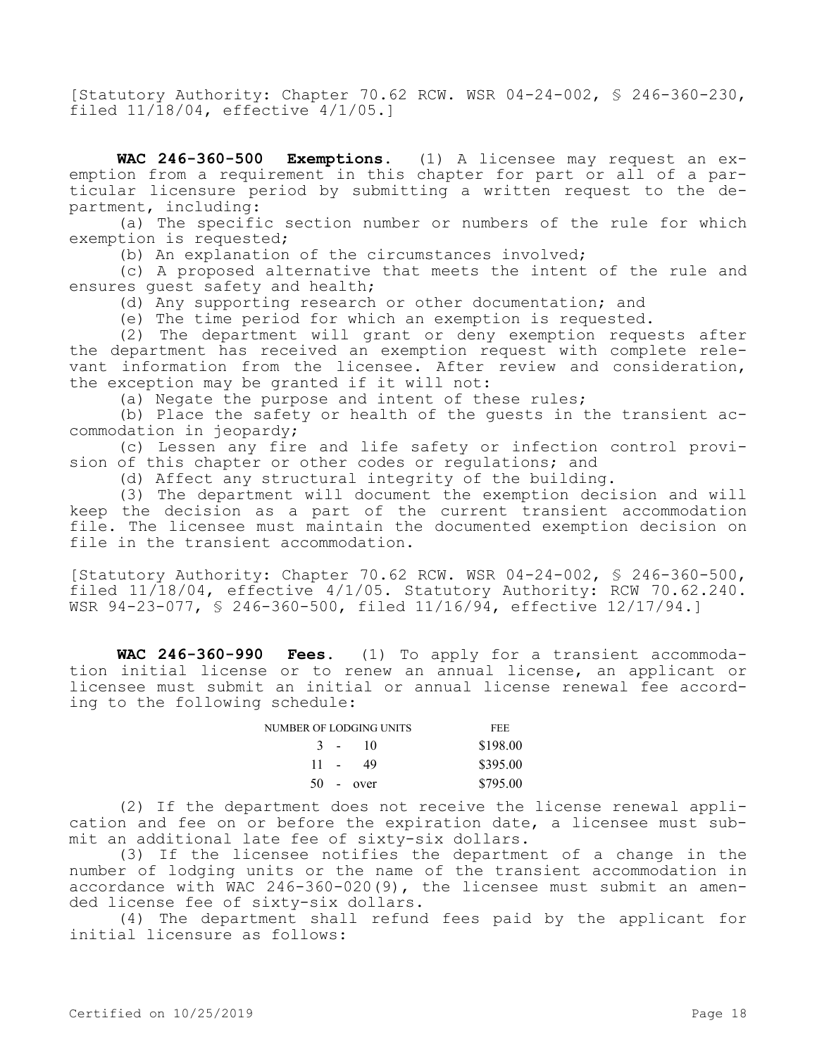[Statutory Authority: Chapter 70.62 RCW. WSR 04-24-002, § 246-360-230, filed 11/18/04, effective 4/1/05.]

**WAC 246-360-500 Exemptions.** (1) A licensee may request an exemption from a requirement in this chapter for part or all of a particular licensure period by submitting a written request to the department, including:

(a) The specific section number or numbers of the rule for which exemption is requested;

(b) An explanation of the circumstances involved;

(c) A proposed alternative that meets the intent of the rule and ensures guest safety and health;

(d) Any supporting research or other documentation; and

(e) The time period for which an exemption is requested.

(2) The department will grant or deny exemption requests after the department has received an exemption request with complete relevant information from the licensee. After review and consideration, the exception may be granted if it will not:

(a) Negate the purpose and intent of these rules;

(b) Place the safety or health of the guests in the transient accommodation in jeopardy;

(c) Lessen any fire and life safety or infection control provision of this chapter or other codes or regulations; and

(d) Affect any structural integrity of the building.

(3) The department will document the exemption decision and will keep the decision as a part of the current transient accommodation file. The licensee must maintain the documented exemption decision on file in the transient accommodation.

[Statutory Authority: Chapter 70.62 RCW. WSR 04-24-002, § 246-360-500, filed 11/18/04, effective 4/1/05. Statutory Authority: RCW 70.62.240. WSR 94-23-077, § 246-360-500, filed 11/16/94, effective 12/17/94.]

**WAC 246-360-990 Fees.** (1) To apply for a transient accommodation initial license or to renew an annual license, an applicant or licensee must submit an initial or annual license renewal fee according to the following schedule:

| NUMBER OF LODGING UNITS | FEE |
|---|---|
| 3 - 10 | $198.00 |
| 11 - 49 | $395.00 |
| 50 - over | $795.00 |

(2) If the department does not receive the license renewal application and fee on or before the expiration date, a licensee must submit an additional late fee of sixty-six dollars.

(3) If the licensee notifies the department of a change in the number of lodging units or the name of the transient accommodation in accordance with WAC 246-360-020(9), the licensee must submit an amended license fee of sixty-six dollars.

(4) The department shall refund fees paid by the applicant for initial licensure as follows: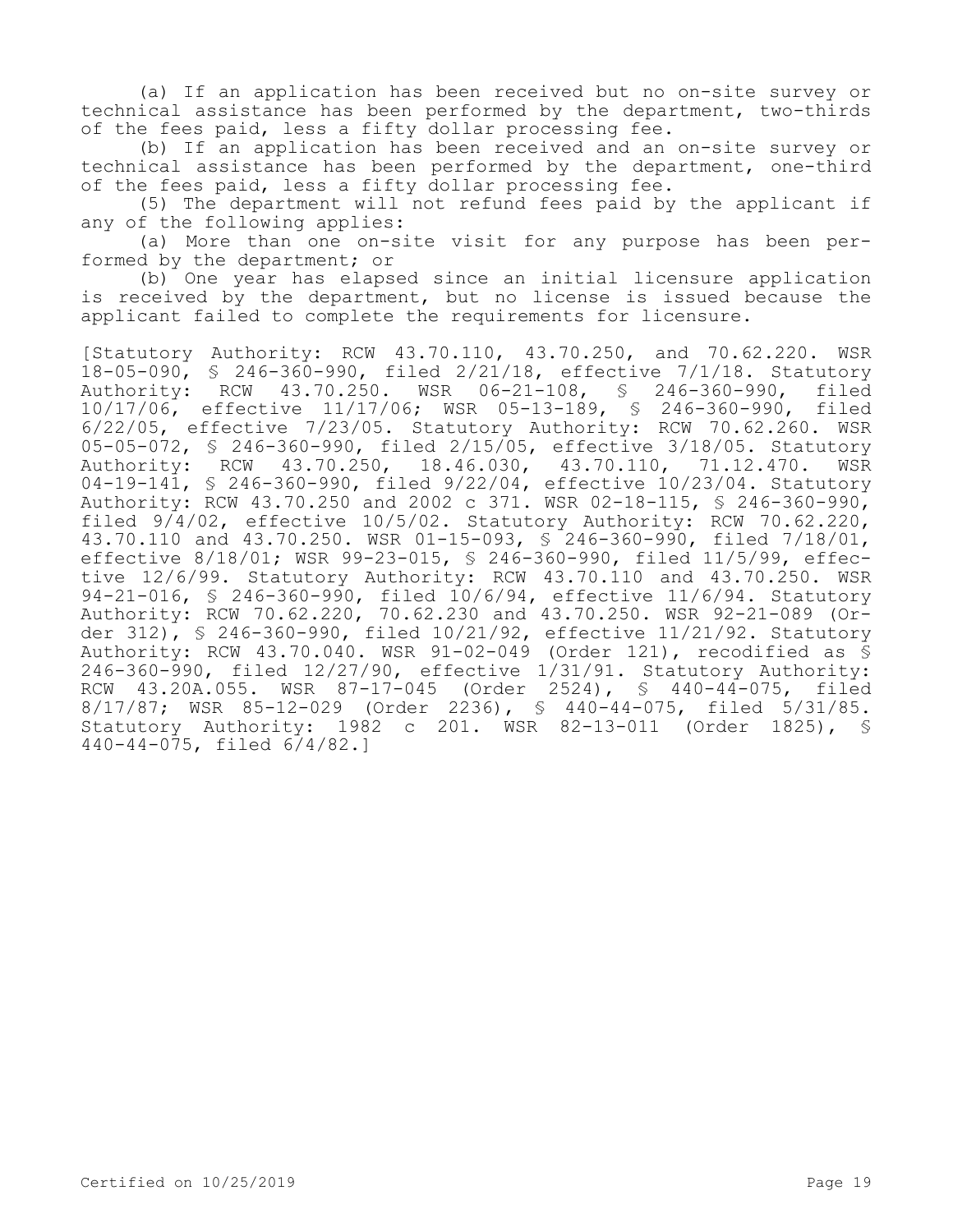(a) If an application has been received but no on-site survey or technical assistance has been performed by the department, two-thirds of the fees paid, less a fifty dollar processing fee.

(b) If an application has been received and an on-site survey or technical assistance has been performed by the department, one-third of the fees paid, less a fifty dollar processing fee.

(5) The department will not refund fees paid by the applicant if any of the following applies:

(a) More than one on-site visit for any purpose has been performed by the department; or

(b) One year has elapsed since an initial licensure application is received by the department, but no license is issued because the applicant failed to complete the requirements for licensure.

[Statutory Authority: RCW 43.70.110, 43.70.250, and 70.62.220. WSR 18-05-090, § 246-360-990, filed 2/21/18, effective 7/1/18. Statutory Authority: RCW 43.70.250. WSR 06-21-108, § 246-360-990, filed 10/17/06, effective 11/17/06; WSR 05-13-189, § 246-360-990, filed 6/22/05, effective 7/23/05. Statutory Authority: RCW 70.62.260. WSR 05-05-072, § 246-360-990, filed 2/15/05, effective 3/18/05. Statutory Authority: RCW 43.70.250, 18.46.030, 43.70.110, 71.12.470. WSR 04-19-141, § 246-360-990, filed 9/22/04, effective 10/23/04. Statutory Authority: RCW 43.70.250 and 2002 c 371. WSR 02-18-115, § 246-360-990, filed 9/4/02, effective 10/5/02. Statutory Authority: RCW 70.62.220, 43.70.110 and 43.70.250. WSR 01-15-093, § 246-360-990, filed 7/18/01, effective 8/18/01; WSR 99-23-015, § 246-360-990, filed 11/5/99, effective 12/6/99. Statutory Authority: RCW 43.70.110 and 43.70.250. WSR 94-21-016, § 246-360-990, filed 10/6/94, effective 11/6/94. Statutory Authority: RCW 70.62.220, 70.62.230 and 43.70.250. WSR 92-21-089 (Order 312), § 246-360-990, filed 10/21/92, effective 11/21/92. Statutory Authority: RCW 43.70.040. WSR 91-02-049 (Order 121), recodified as § 246-360-990, filed 12/27/90, effective 1/31/91. Statutory Authority: RCW 43.20A.055. WSR 87-17-045 (Order 2524), § 440-44-075, filed 8/17/87; WSR 85-12-029 (Order 2236), § 440-44-075, filed 5/31/85. Statutory Authority: 1982 c 201. WSR 82-13-011 (Order 1825), § 440-44-075, filed 6/4/82.]